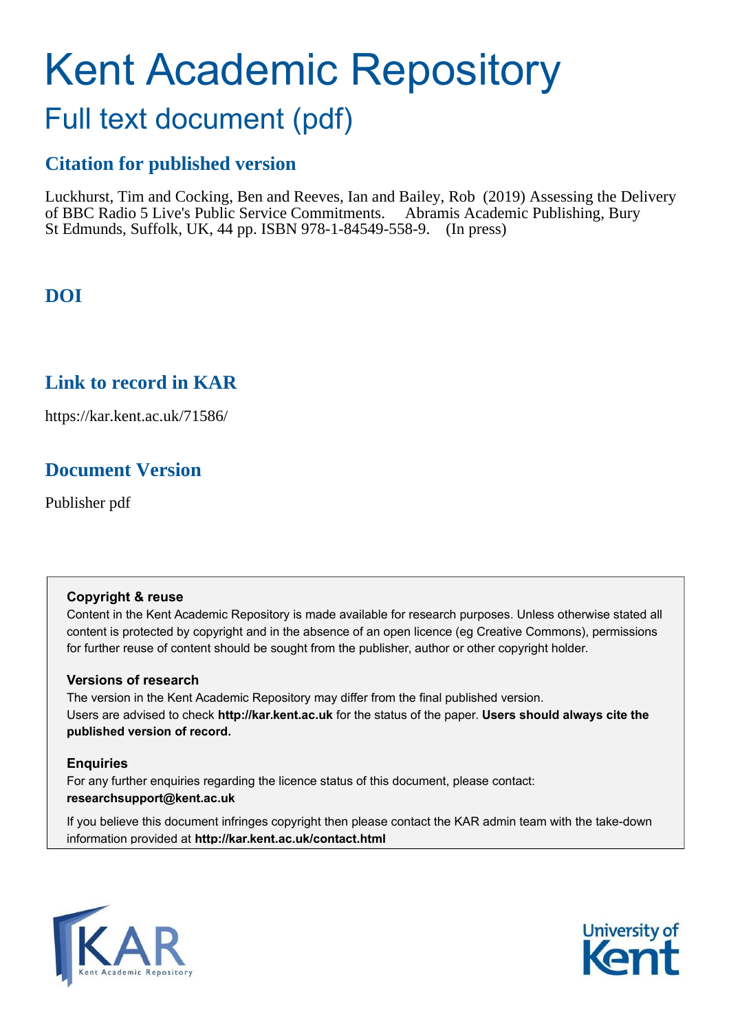# Kent Academic Repository

## Full text document (pdf)

### Citation for published version

Luckhurst, Tim and Cocking, Ben and Reeves, Ian and Bailey, Rob (2019) Assessing the Delivery of BBC Radio 5 Live's Public Service Commitments. Abramis Academic Publishing, Bury St Edmunds, Suffolk, UK, 44 pp. ISBN 978-1-84549-558-9. (In press)

### DOI

### Link to record in KAR

https://kar.kent.ac.uk/71586/

### Document Version

Publisher pdf

**Copyright & reuse**

Content in the Kent Academic Repository is made available for research purposes. Unless otherwise stated all content is protected by copyright and in the absence of an open licence (eg Creative Commons), permissions for further reuse of content should be sought from the publisher, author or other copyright holder.

**Versions of research**

The version in the Kent Academic Repository may differ from the final published version. Users are advised to check **http://kar.kent.ac.uk** for the status of the paper. **Users should always cite the published version of record.**

**Enquiries**

For any further enquiries regarding the licence status of this document, please contact: **researchsupport@kent.ac.uk**

If you believe this document infringes copyright then please contact the KAR admin team with the take-down information provided at **http://kar.kent.ac.uk/contact.html**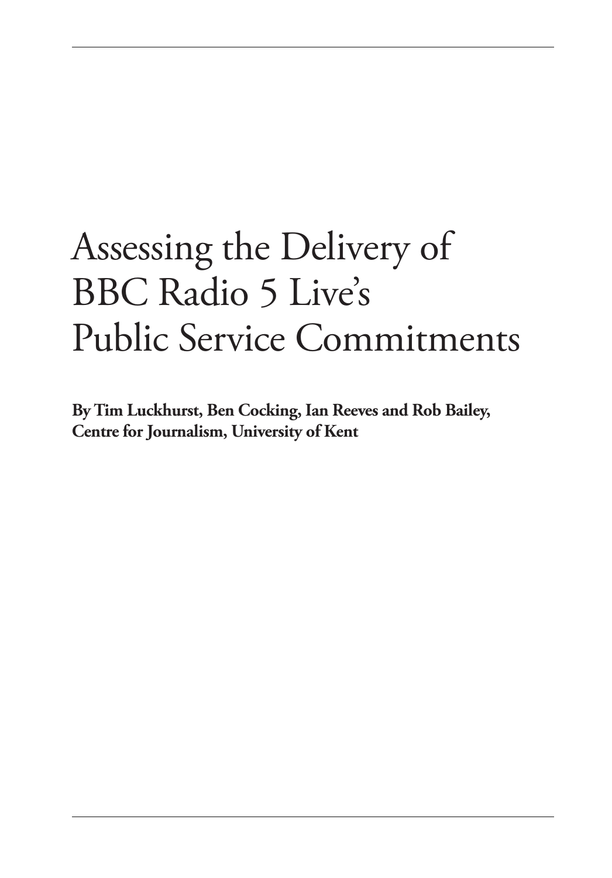# Assessing the Delivery of BBC Radio 5 Live's Public Service Commitments

**By Tim Luckhurst, Ben Cocking, Ian Reeves and Rob Bailey, Centre for Journalism, University of Kent**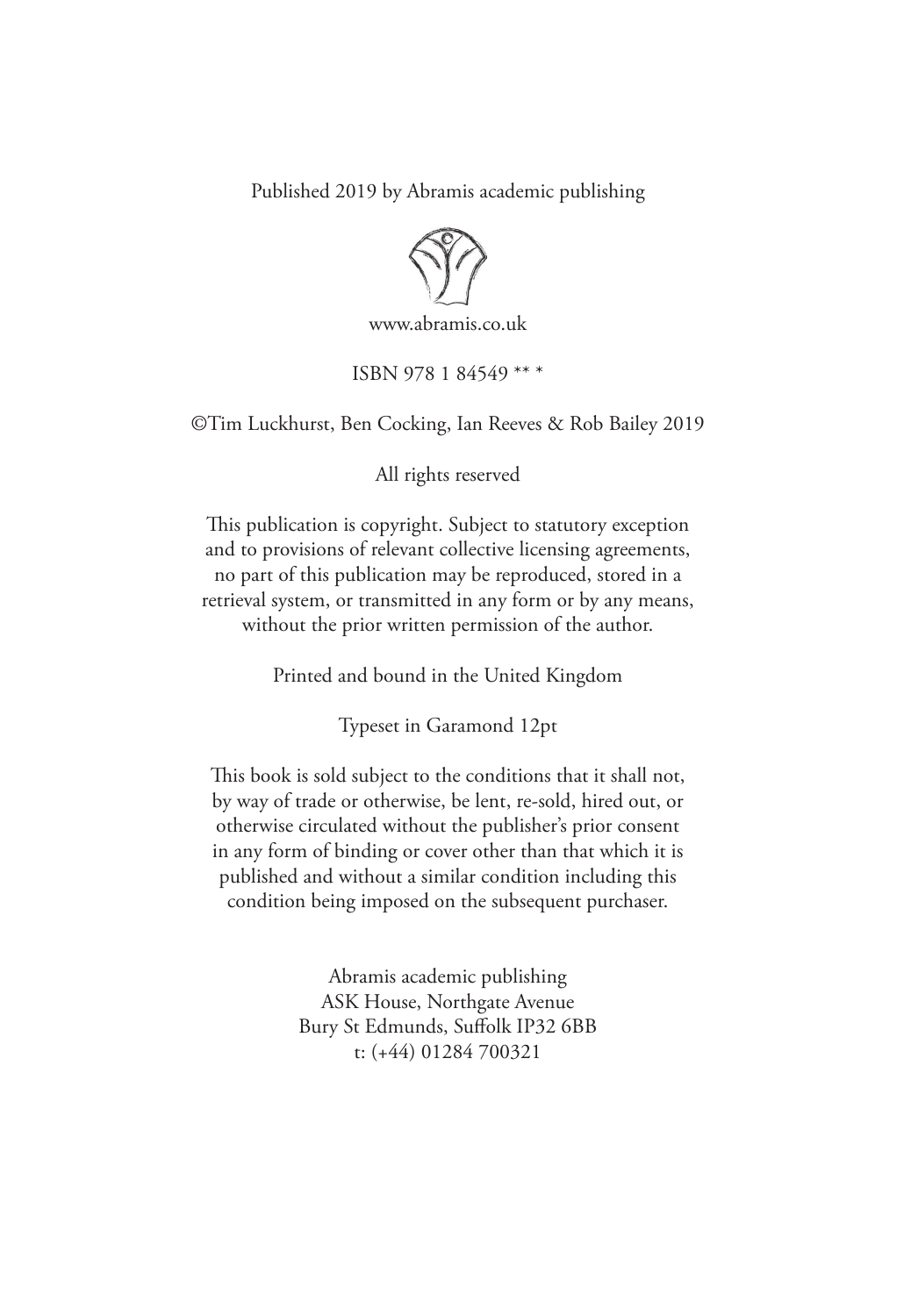Published 2019 by Abramis academic publishing

www.abramis.co.uk

ISBN 978 1 84549 ** *

©Tim Luckhurst, Ben Cocking, Ian Reeves & Rob Bailey 2019

All rights reserved

This publication is copyright. Subject to statutory exception and to provisions of relevant collective licensing agreements, no part of this publication may be reproduced, stored in a retrieval system, or transmitted in any form or by any means, without the prior written permission of the author.

Printed and bound in the United Kingdom

Typeset in Garamond 12pt

This book is sold subject to the conditions that it shall not, by way of trade or otherwise, be lent, re-sold, hired out, or otherwise circulated without the publisher's prior consent in any form of binding or cover other than that which it is published and without a similar condition including this condition being imposed on the subsequent purchaser.

Abramis academic publishing
ASK House, Northgate Avenue
Bury St Edmunds, Suffolk IP32 6BB
t: (+44) 01284 700321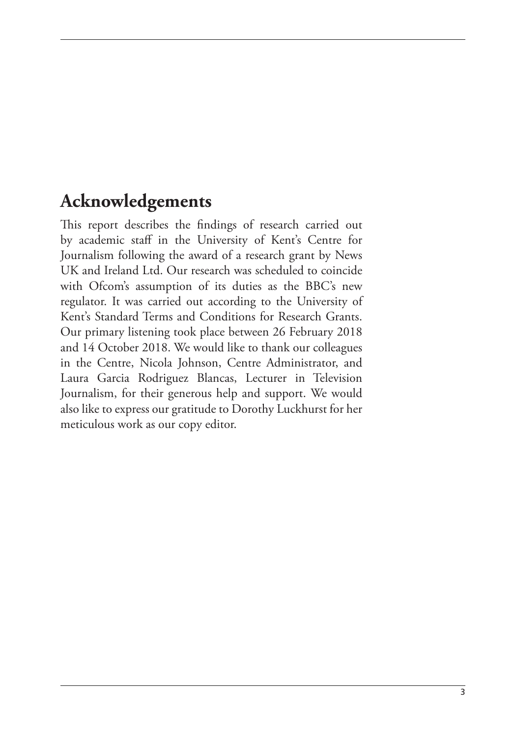## Acknowledgements

This report describes the findings of research carried out by academic staff in the University of Kent's Centre for Journalism following the award of a research grant by News UK and Ireland Ltd. Our research was scheduled to coincide with Ofcom's assumption of its duties as the BBC's new regulator. It was carried out according to the University of Kent's Standard Terms and Conditions for Research Grants. Our primary listening took place between 26 February 2018 and 14 October 2018. We would like to thank our colleagues in the Centre, Nicola Johnson, Centre Administrator, and Laura Garcia Rodriguez Blancas, Lecturer in Television Journalism, for their generous help and support. We would also like to express our gratitude to Dorothy Luckhurst for her meticulous work as our copy editor.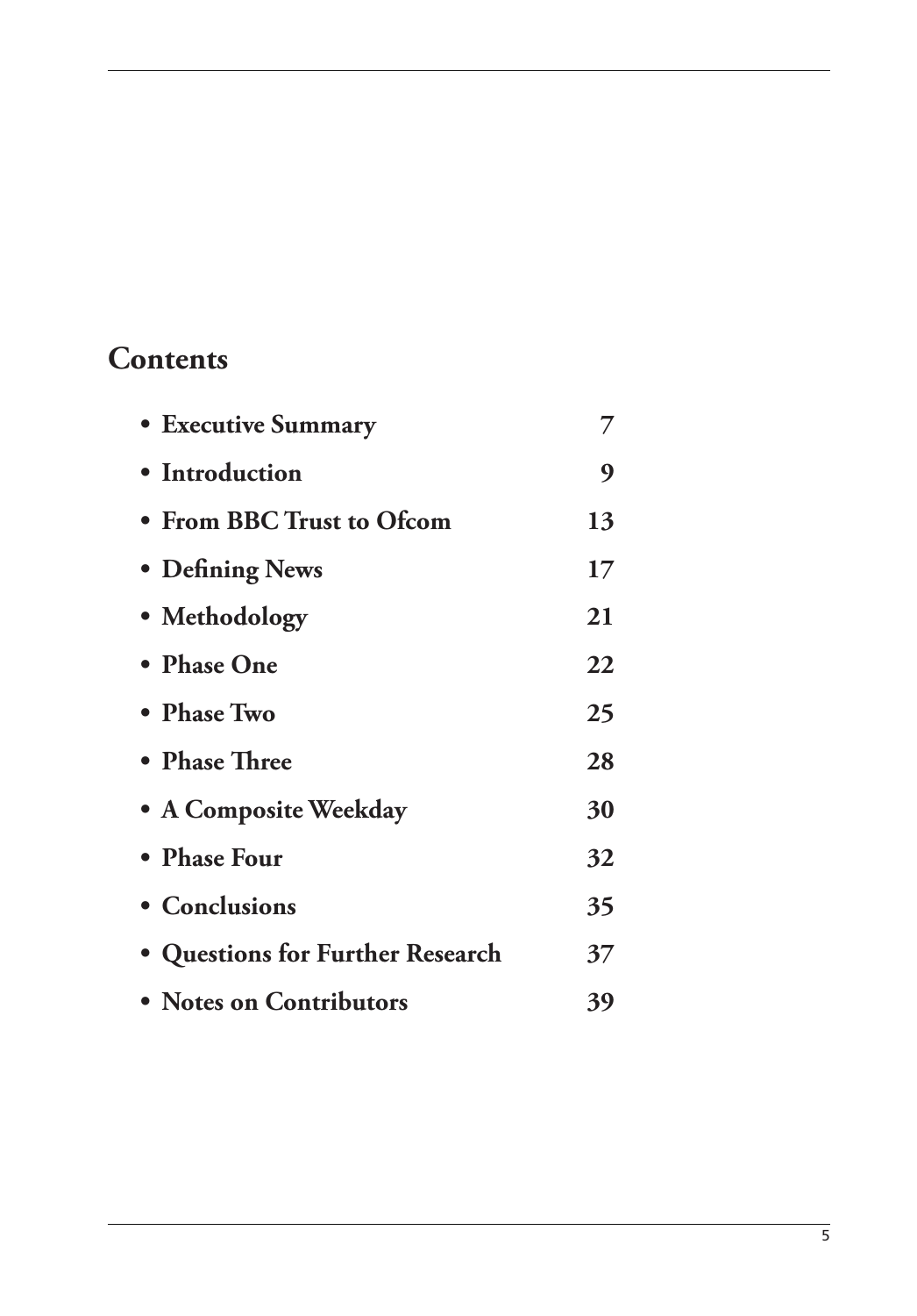## Contents

- **Executive Summary** 7
- **Introduction** 9
- **From BBC Trust to Ofcom** 13
- **Defining News** 17
- **Methodology** 21
- **Phase One** 22
- **Phase Two** 25
- **Phase Three** 28
- **A Composite Weekday** 30
- **Phase Four** 32
- **Conclusions** 35
- **Questions for Further Research** 37
- **Notes on Contributors** 39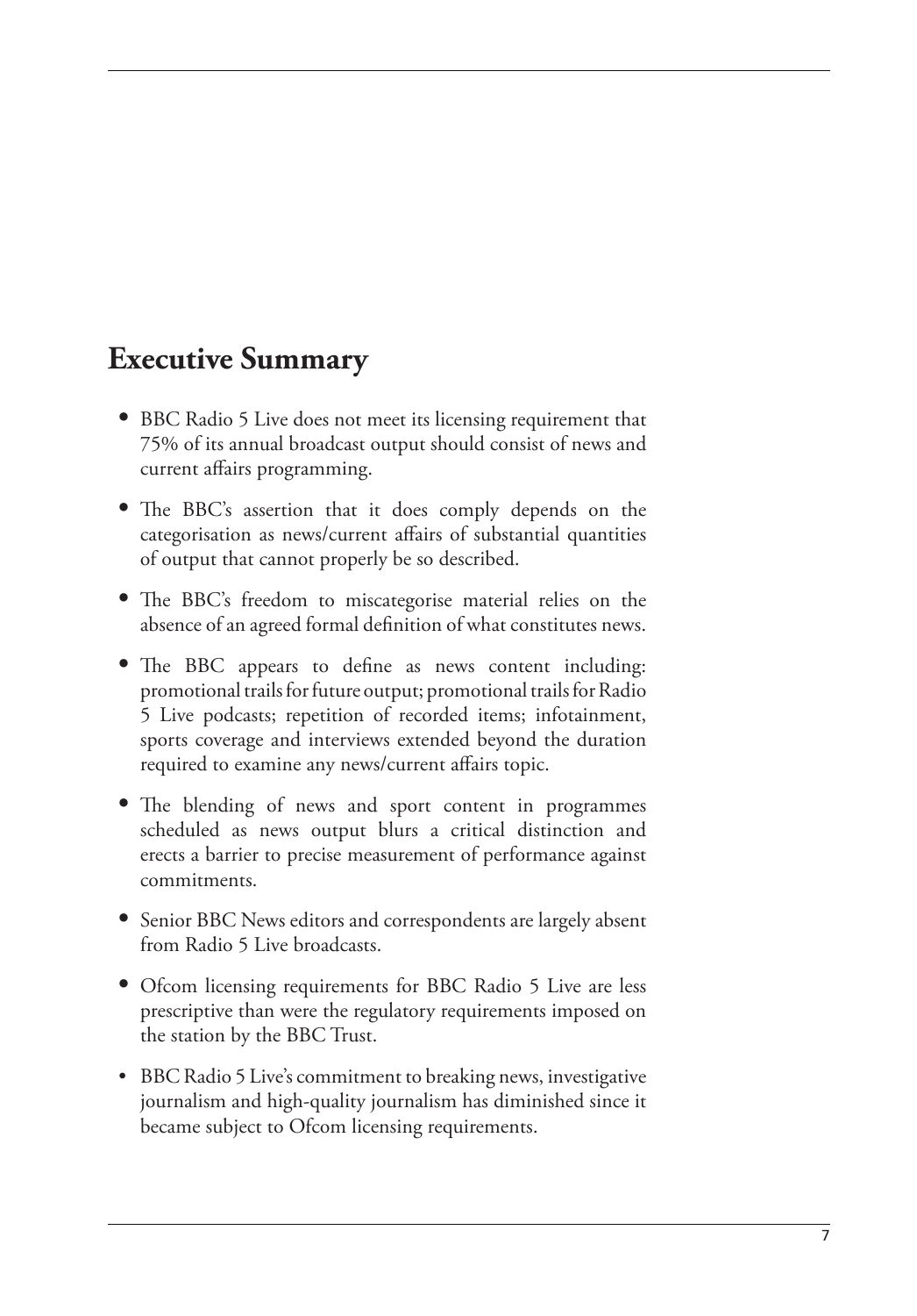## Executive Summary

- BBC Radio 5 Live does not meet its licensing requirement that 75% of its annual broadcast output should consist of news and current affairs programming.
- The BBC's assertion that it does comply depends on the categorisation as news/current affairs of substantial quantities of output that cannot properly be so described.
- The BBC's freedom to miscategorise material relies on the absence of an agreed formal definition of what constitutes news.
- The BBC appears to define as news content including: promotional trails for future output; promotional trails for Radio 5 Live podcasts; repetition of recorded items; infotainment, sports coverage and interviews extended beyond the duration required to examine any news/current affairs topic.
- The blending of news and sport content in programmes scheduled as news output blurs a critical distinction and erects a barrier to precise measurement of performance against commitments.
- Senior BBC News editors and correspondents are largely absent from Radio 5 Live broadcasts.
- Ofcom licensing requirements for BBC Radio 5 Live are less prescriptive than were the regulatory requirements imposed on the station by the BBC Trust.
- BBC Radio 5 Live's commitment to breaking news, investigative journalism and high-quality journalism has diminished since it became subject to Ofcom licensing requirements.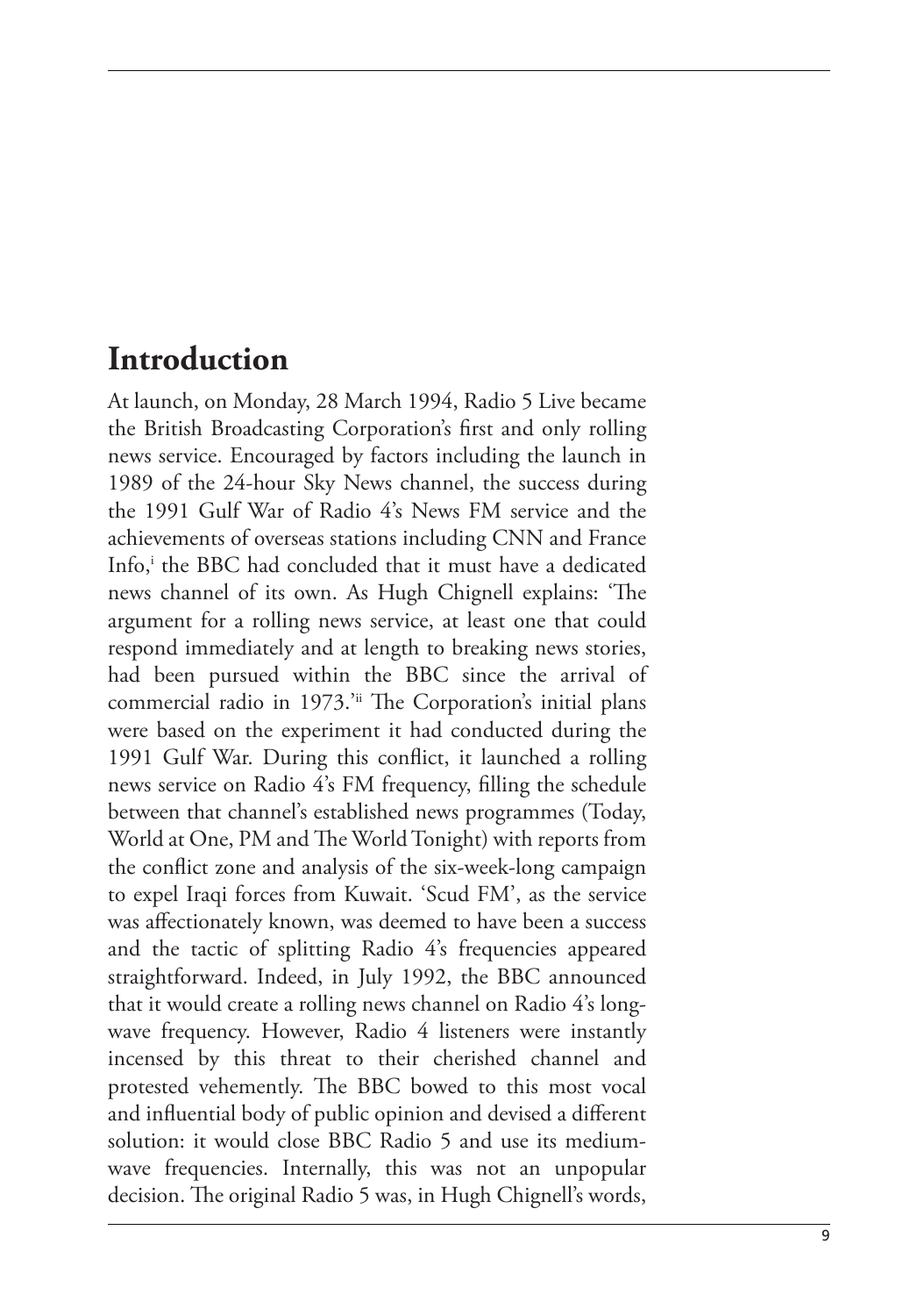# Introduction

At launch, on Monday, 28 March 1994, Radio 5 Live became the British Broadcasting Corporation's first and only rolling news service. Encouraged by factors including the launch in 1989 of the 24-hour Sky News channel, the success during the 1991 Gulf War of Radio 4's News FM service and the achievements of overseas stations including CNN and France Info,[i] the BBC had concluded that it must have a dedicated news channel of its own. As Hugh Chignell explains: 'The argument for a rolling news service, at least one that could respond immediately and at length to breaking news stories, had been pursued within the BBC since the arrival of commercial radio in 1973.'[ii] The Corporation's initial plans were based on the experiment it had conducted during the 1991 Gulf War. During this conflict, it launched a rolling news service on Radio 4's FM frequency, filling the schedule between that channel's established news programmes (Today, World at One, PM and The World Tonight) with reports from the conflict zone and analysis of the six-week-long campaign to expel Iraqi forces from Kuwait. 'Scud FM', as the service was affectionately known, was deemed to have been a success and the tactic of splitting Radio 4's frequencies appeared straightforward. Indeed, in July 1992, the BBC announced that it would create a rolling news channel on Radio 4's long-wave frequency. However, Radio 4 listeners were instantly incensed by this threat to their cherished channel and protested vehemently. The BBC bowed to this most vocal and influential body of public opinion and devised a different solution: it would close BBC Radio 5 and use its medium-wave frequencies. Internally, this was not an unpopular decision. The original Radio 5 was, in Hugh Chignell's words,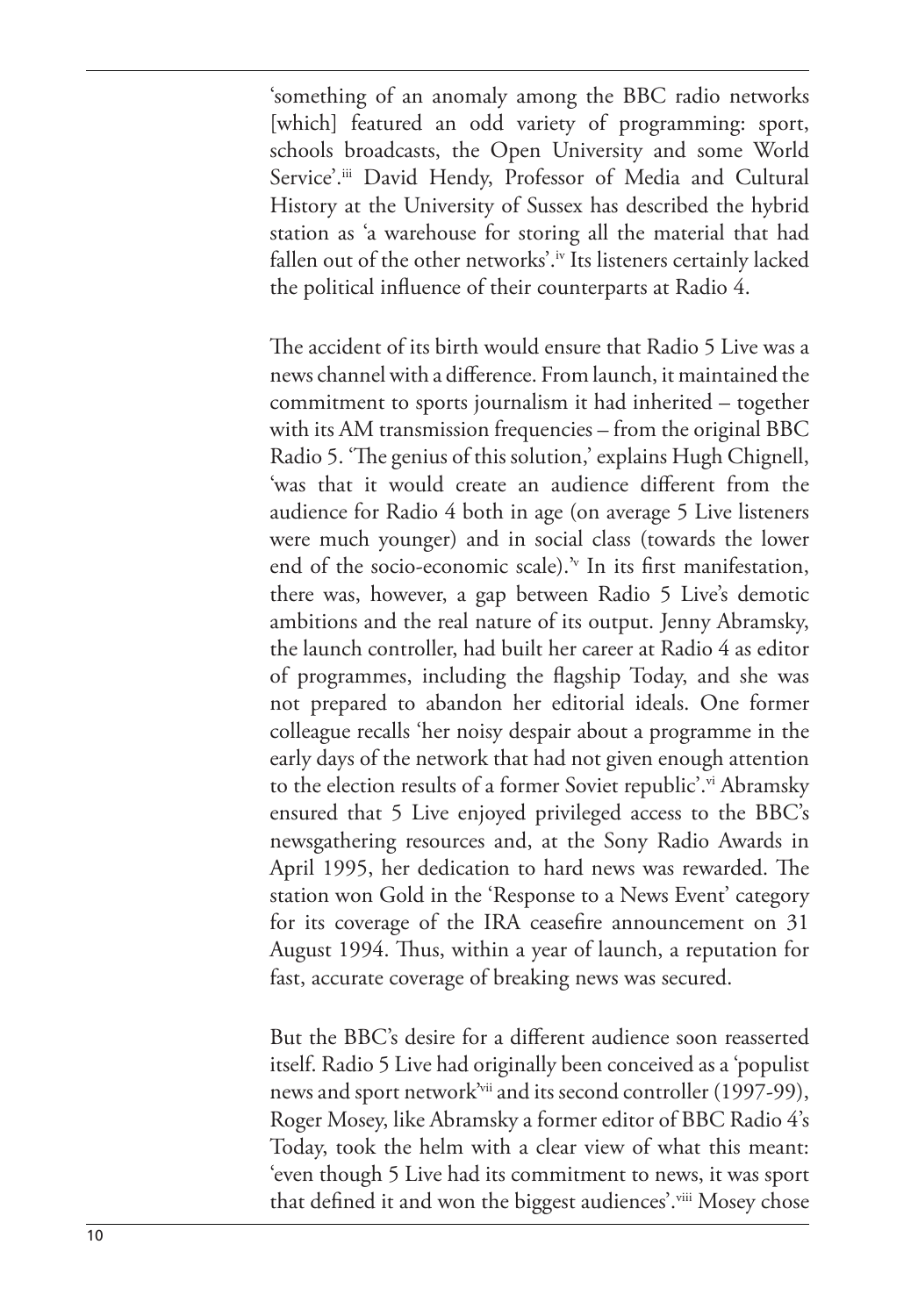'something of an anomaly among the BBC radio networks [which] featured an odd variety of programming: sport, schools broadcasts, the Open University and some World Service'.[iii] David Hendy, Professor of Media and Cultural History at the University of Sussex has described the hybrid station as 'a warehouse for storing all the material that had fallen out of the other networks'.[iv] Its listeners certainly lacked the political influence of their counterparts at Radio 4.

The accident of its birth would ensure that Radio 5 Live was a news channel with a difference. From launch, it maintained the commitment to sports journalism it had inherited – together with its AM transmission frequencies – from the original BBC Radio 5. 'The genius of this solution,' explains Hugh Chignell, 'was that it would create an audience different from the audience for Radio 4 both in age (on average 5 Live listeners were much younger) and in social class (towards the lower end of the socio-economic scale).'[v] In its first manifestation, there was, however, a gap between Radio 5 Live's demotic ambitions and the real nature of its output. Jenny Abramsky, the launch controller, had built her career at Radio 4 as editor of programmes, including the flagship Today, and she was not prepared to abandon her editorial ideals. One former colleague recalls 'her noisy despair about a programme in the early days of the network that had not given enough attention to the election results of a former Soviet republic'.[vi] Abramsky ensured that 5 Live enjoyed privileged access to the BBC's newsgathering resources and, at the Sony Radio Awards in April 1995, her dedication to hard news was rewarded. The station won Gold in the 'Response to a News Event' category for its coverage of the IRA ceasefire announcement on 31 August 1994. Thus, within a year of launch, a reputation for fast, accurate coverage of breaking news was secured.

But the BBC's desire for a different audience soon reasserted itself. Radio 5 Live had originally been conceived as a 'populist news and sport network'[vii] and its second controller (1997-99), Roger Mosey, like Abramsky a former editor of BBC Radio 4's Today, took the helm with a clear view of what this meant: 'even though 5 Live had its commitment to news, it was sport that defined it and won the biggest audiences'.[viii] Mosey chose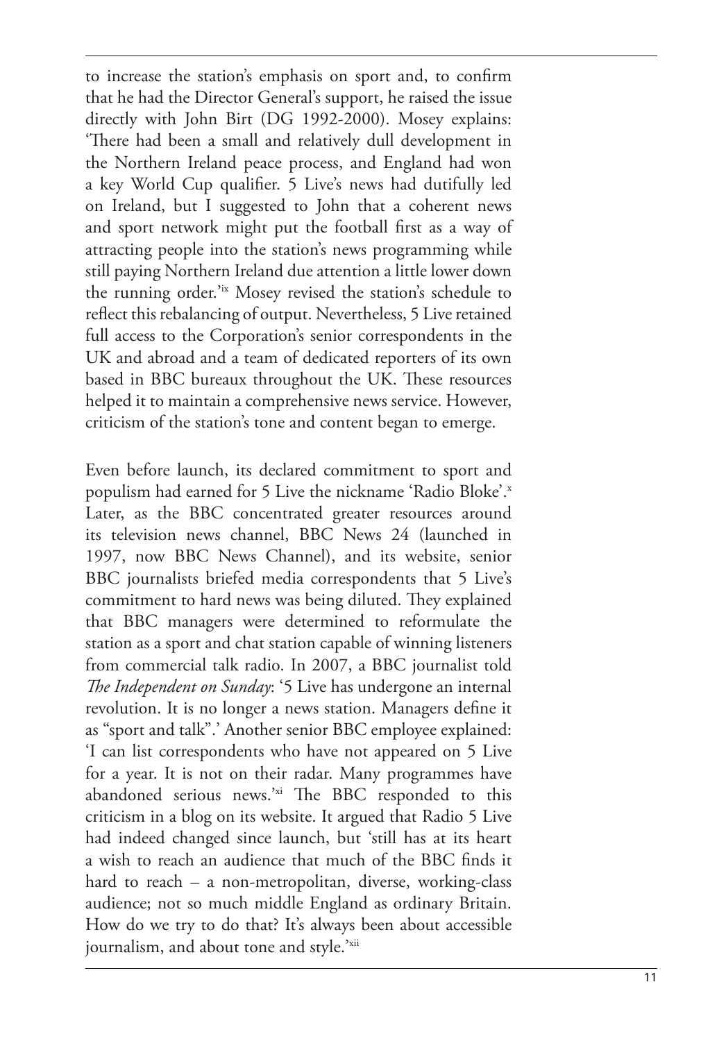to increase the station's emphasis on sport and, to confirm that he had the Director General's support, he raised the issue directly with John Birt (DG 1992-2000). Mosey explains: 'There had been a small and relatively dull development in the Northern Ireland peace process, and England had won a key World Cup qualifier. 5 Live's news had dutifully led on Ireland, but I suggested to John that a coherent news and sport network might put the football first as a way of attracting people into the station's news programming while still paying Northern Ireland due attention a little lower down the running order.'[ix] Mosey revised the station's schedule to reflect this rebalancing of output. Nevertheless, 5 Live retained full access to the Corporation's senior correspondents in the UK and abroad and a team of dedicated reporters of its own based in BBC bureaux throughout the UK. These resources helped it to maintain a comprehensive news service. However, criticism of the station's tone and content began to emerge.

Even before launch, its declared commitment to sport and populism had earned for 5 Live the nickname 'Radio Bloke'.[x] Later, as the BBC concentrated greater resources around its television news channel, BBC News 24 (launched in 1997, now BBC News Channel), and its website, senior BBC journalists briefed media correspondents that 5 Live's commitment to hard news was being diluted. They explained that BBC managers were determined to reformulate the station as a sport and chat station capable of winning listeners from commercial talk radio. In 2007, a BBC journalist told *The Independent on Sunday*: '5 Live has undergone an internal revolution. It is no longer a news station. Managers define it as "sport and talk".' Another senior BBC employee explained: 'I can list correspondents who have not appeared on 5 Live for a year. It is not on their radar. Many programmes have abandoned serious news.'[xi] The BBC responded to this criticism in a blog on its website. It argued that Radio 5 Live had indeed changed since launch, but 'still has at its heart a wish to reach an audience that much of the BBC finds it hard to reach – a non-metropolitan, diverse, working-class audience; not so much middle England as ordinary Britain. How do we try to do that? It's always been about accessible journalism, and about tone and style.'[xii]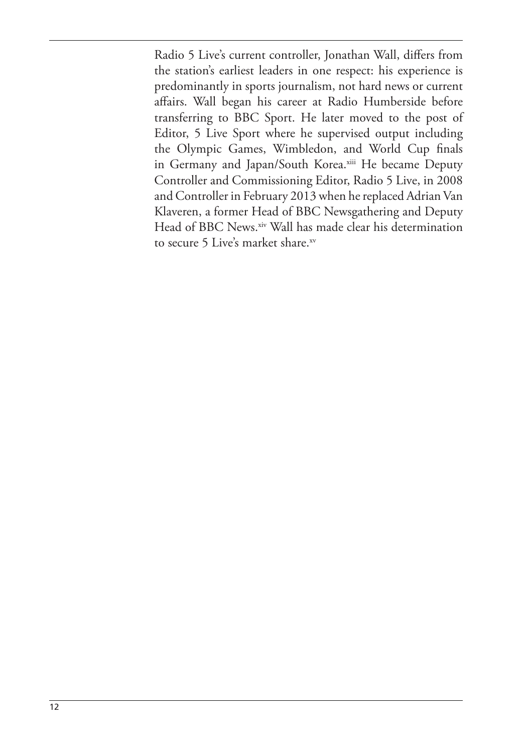Radio 5 Live's current controller, Jonathan Wall, differs from the station's earliest leaders in one respect: his experience is predominantly in sports journalism, not hard news or current affairs. Wall began his career at Radio Humberside before transferring to BBC Sport. He later moved to the post of Editor, 5 Live Sport where he supervised output including the Olympic Games, Wimbledon, and World Cup finals in Germany and Japan/South Korea.[xiii] He became Deputy Controller and Commissioning Editor, Radio 5 Live, in 2008 and Controller in February 2013 when he replaced Adrian Van Klaveren, a former Head of BBC Newsgathering and Deputy Head of BBC News.[xiv] Wall has made clear his determination to secure 5 Live's market share.[xv]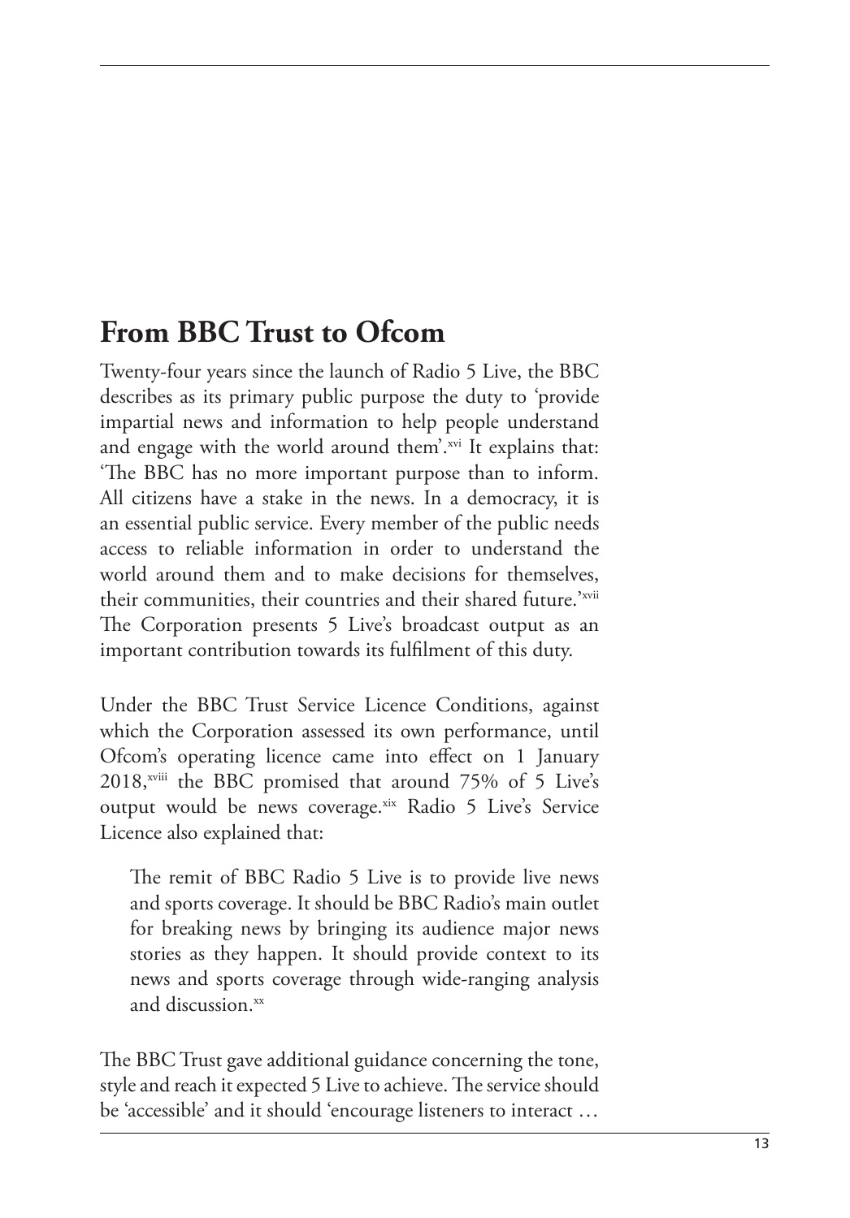## From BBC Trust to Ofcom

Twenty-four years since the launch of Radio 5 Live, the BBC describes as its primary public purpose the duty to 'provide impartial news and information to help people understand and engage with the world around them'.[xvi] It explains that: 'The BBC has no more important purpose than to inform. All citizens have a stake in the news. In a democracy, it is an essential public service. Every member of the public needs access to reliable information in order to understand the world around them and to make decisions for themselves, their communities, their countries and their shared future.'[xvii] The Corporation presents 5 Live's broadcast output as an important contribution towards its fulfilment of this duty.

Under the BBC Trust Service Licence Conditions, against which the Corporation assessed its own performance, until Ofcom's operating licence came into effect on 1 January 2018,[xviii] the BBC promised that around 75% of 5 Live's output would be news coverage.[xix] Radio 5 Live's Service Licence also explained that:

> The remit of BBC Radio 5 Live is to provide live news and sports coverage. It should be BBC Radio's main outlet for breaking news by bringing its audience major news stories as they happen. It should provide context to its news and sports coverage through wide-ranging analysis and discussion.[xx]

The BBC Trust gave additional guidance concerning the tone, style and reach it expected 5 Live to achieve. The service should be 'accessible' and it should 'encourage listeners to interact …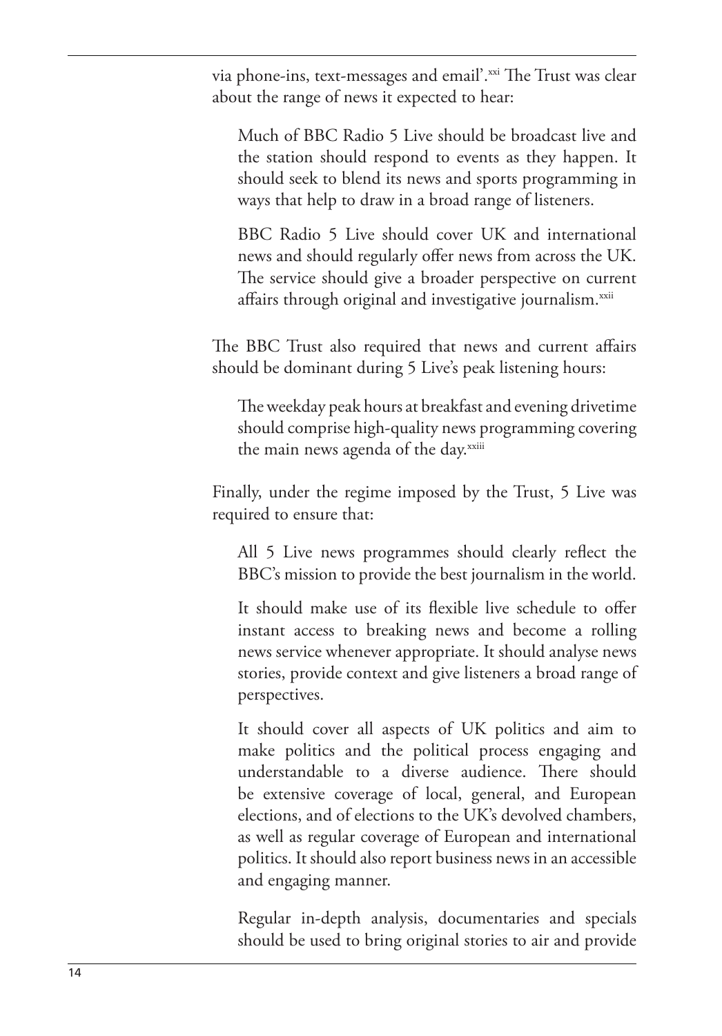via phone-ins, text-messages and email'.[xxi] The Trust was clear about the range of news it expected to hear:

> Much of BBC Radio 5 Live should be broadcast live and the station should respond to events as they happen. It should seek to blend its news and sports programming in ways that help to draw in a broad range of listeners.
>
> BBC Radio 5 Live should cover UK and international news and should regularly offer news from across the UK. The service should give a broader perspective on current affairs through original and investigative journalism.[xxii]

The BBC Trust also required that news and current affairs should be dominant during 5 Live's peak listening hours:

> The weekday peak hours at breakfast and evening drivetime should comprise high-quality news programming covering the main news agenda of the day.[xxiii]

Finally, under the regime imposed by the Trust, 5 Live was required to ensure that:

> All 5 Live news programmes should clearly reflect the BBC's mission to provide the best journalism in the world.
>
> It should make use of its flexible live schedule to offer instant access to breaking news and become a rolling news service whenever appropriate. It should analyse news stories, provide context and give listeners a broad range of perspectives.
>
> It should cover all aspects of UK politics and aim to make politics and the political process engaging and understandable to a diverse audience. There should be extensive coverage of local, general, and European elections, and of elections to the UK's devolved chambers, as well as regular coverage of European and international politics. It should also report business news in an accessible and engaging manner.
>
> Regular in-depth analysis, documentaries and specials should be used to bring original stories to air and provide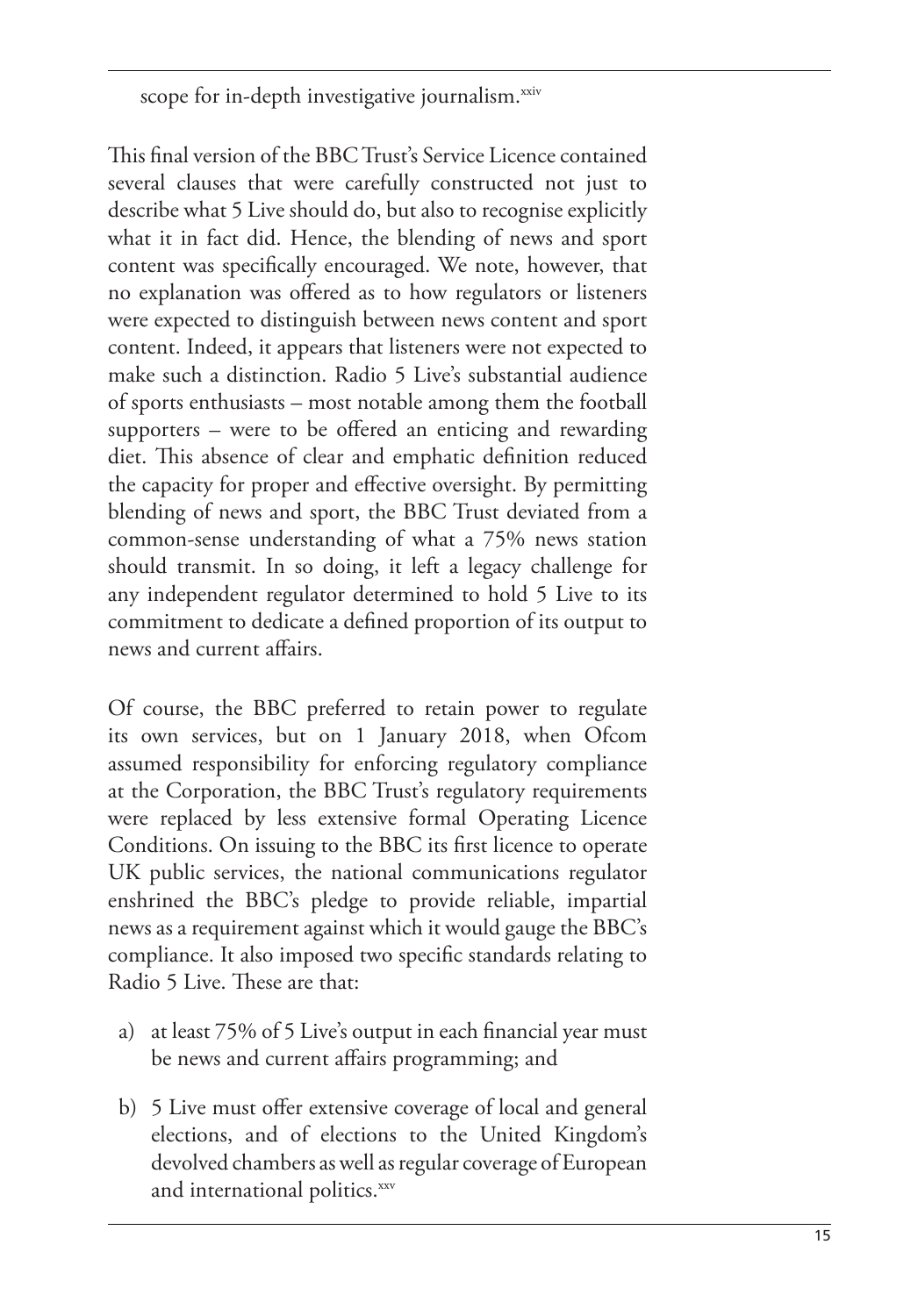scope for in-depth investigative journalism.[xxiv]

This final version of the BBC Trust's Service Licence contained several clauses that were carefully constructed not just to describe what 5 Live should do, but also to recognise explicitly what it in fact did. Hence, the blending of news and sport content was specifically encouraged. We note, however, that no explanation was offered as to how regulators or listeners were expected to distinguish between news content and sport content. Indeed, it appears that listeners were not expected to make such a distinction. Radio 5 Live's substantial audience of sports enthusiasts – most notable among them the football supporters – were to be offered an enticing and rewarding diet. This absence of clear and emphatic definition reduced the capacity for proper and effective oversight. By permitting blending of news and sport, the BBC Trust deviated from a common-sense understanding of what a 75% news station should transmit. In so doing, it left a legacy challenge for any independent regulator determined to hold 5 Live to its commitment to dedicate a defined proportion of its output to news and current affairs.

Of course, the BBC preferred to retain power to regulate its own services, but on 1 January 2018, when Ofcom assumed responsibility for enforcing regulatory compliance at the Corporation, the BBC Trust's regulatory requirements were replaced by less extensive formal Operating Licence Conditions. On issuing to the BBC its first licence to operate UK public services, the national communications regulator enshrined the BBC's pledge to provide reliable, impartial news as a requirement against which it would gauge the BBC's compliance. It also imposed two specific standards relating to Radio 5 Live. These are that:

a) at least 75% of 5 Live's output in each financial year must be news and current affairs programming; and

b) 5 Live must offer extensive coverage of local and general elections, and of elections to the United Kingdom's devolved chambers as well as regular coverage of European and international politics.[xxv]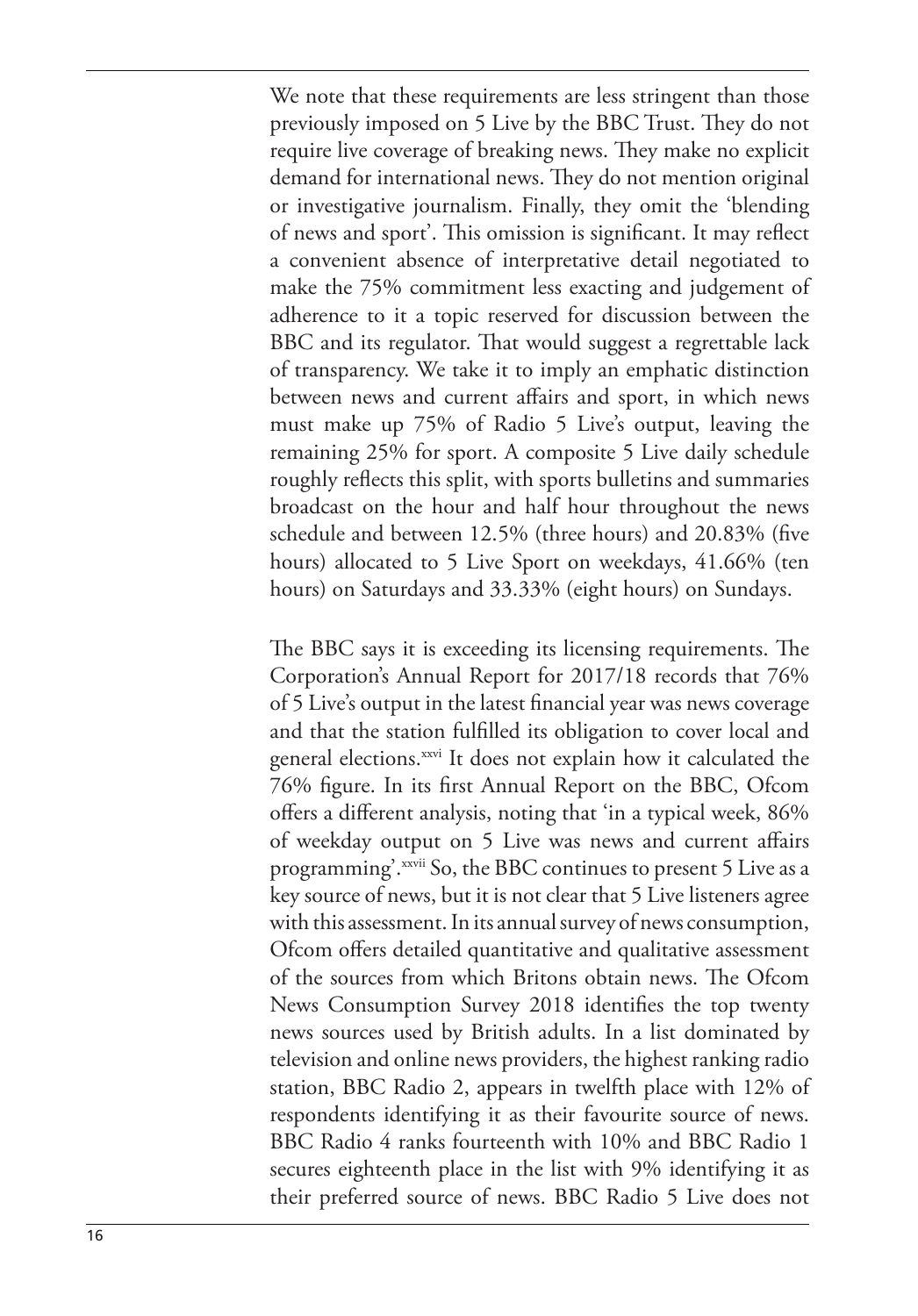We note that these requirements are less stringent than those previously imposed on 5 Live by the BBC Trust. They do not require live coverage of breaking news. They make no explicit demand for international news. They do not mention original or investigative journalism. Finally, they omit the 'blending of news and sport'. This omission is significant. It may reflect a convenient absence of interpretative detail negotiated to make the 75% commitment less exacting and judgement of adherence to it a topic reserved for discussion between the BBC and its regulator. That would suggest a regrettable lack of transparency. We take it to imply an emphatic distinction between news and current affairs and sport, in which news must make up 75% of Radio 5 Live's output, leaving the remaining 25% for sport. A composite 5 Live daily schedule roughly reflects this split, with sports bulletins and summaries broadcast on the hour and half hour throughout the news schedule and between 12.5% (three hours) and 20.83% (five hours) allocated to 5 Live Sport on weekdays, 41.66% (ten hours) on Saturdays and 33.33% (eight hours) on Sundays.

The BBC says it is exceeding its licensing requirements. The Corporation's Annual Report for 2017/18 records that 76% of 5 Live's output in the latest financial year was news coverage and that the station fulfilled its obligation to cover local and general elections.[xxvi] It does not explain how it calculated the 76% figure. In its first Annual Report on the BBC, Ofcom offers a different analysis, noting that 'in a typical week, 86% of weekday output on 5 Live was news and current affairs programming'.[xxvii] So, the BBC continues to present 5 Live as a key source of news, but it is not clear that 5 Live listeners agree with this assessment. In its annual survey of news consumption, Ofcom offers detailed quantitative and qualitative assessment of the sources from which Britons obtain news. The Ofcom News Consumption Survey 2018 identifies the top twenty news sources used by British adults. In a list dominated by television and online news providers, the highest ranking radio station, BBC Radio 2, appears in twelfth place with 12% of respondents identifying it as their favourite source of news. BBC Radio 4 ranks fourteenth with 10% and BBC Radio 1 secures eighteenth place in the list with 9% identifying it as their preferred source of news. BBC Radio 5 Live does not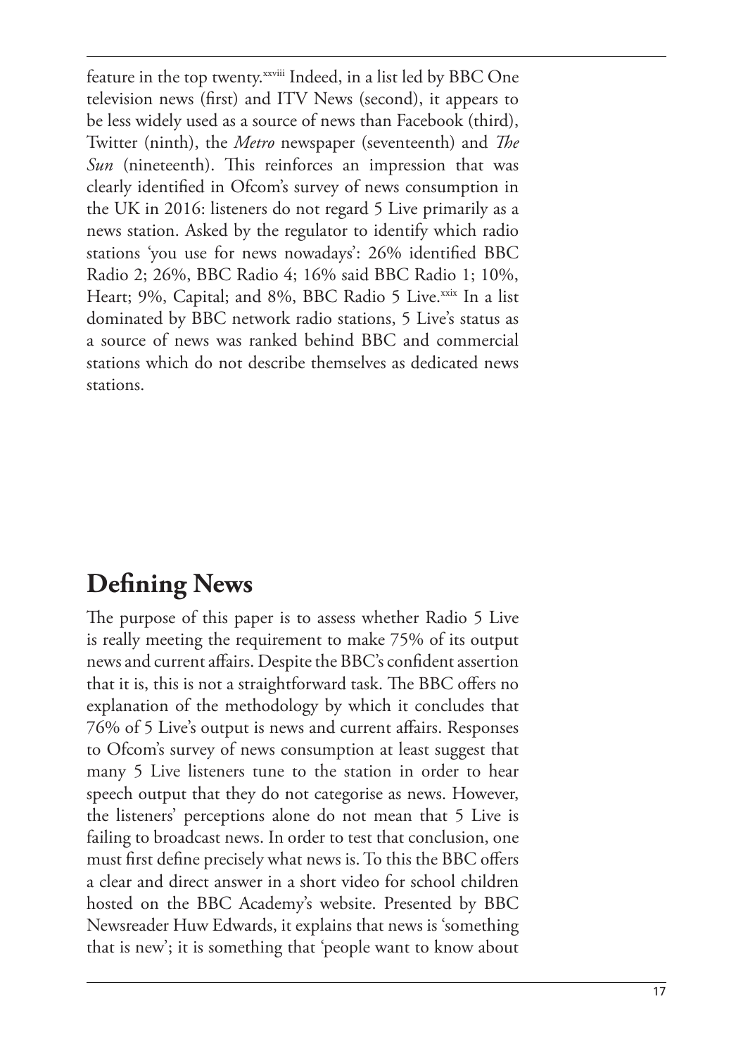feature in the top twenty.[xxviii] Indeed, in a list led by BBC One television news (first) and ITV News (second), it appears to be less widely used as a source of news than Facebook (third), Twitter (ninth), the *Metro* newspaper (seventeenth) and *The Sun* (nineteenth). This reinforces an impression that was clearly identified in Ofcom's survey of news consumption in the UK in 2016: listeners do not regard 5 Live primarily as a news station. Asked by the regulator to identify which radio stations 'you use for news nowadays': 26% identified BBC Radio 2; 26%, BBC Radio 4; 16% said BBC Radio 1; 10%, Heart; 9%, Capital; and 8%, BBC Radio 5 Live.[xxix] In a list dominated by BBC network radio stations, 5 Live's status as a source of news was ranked behind BBC and commercial stations which do not describe themselves as dedicated news stations.

## Defining News

The purpose of this paper is to assess whether Radio 5 Live is really meeting the requirement to make 75% of its output news and current affairs. Despite the BBC's confident assertion that it is, this is not a straightforward task. The BBC offers no explanation of the methodology by which it concludes that 76% of 5 Live's output is news and current affairs. Responses to Ofcom's survey of news consumption at least suggest that many 5 Live listeners tune to the station in order to hear speech output that they do not categorise as news. However, the listeners' perceptions alone do not mean that 5 Live is failing to broadcast news. In order to test that conclusion, one must first define precisely what news is. To this the BBC offers a clear and direct answer in a short video for school children hosted on the BBC Academy's website. Presented by BBC Newsreader Huw Edwards, it explains that news is 'something that is new'; it is something that 'people want to know about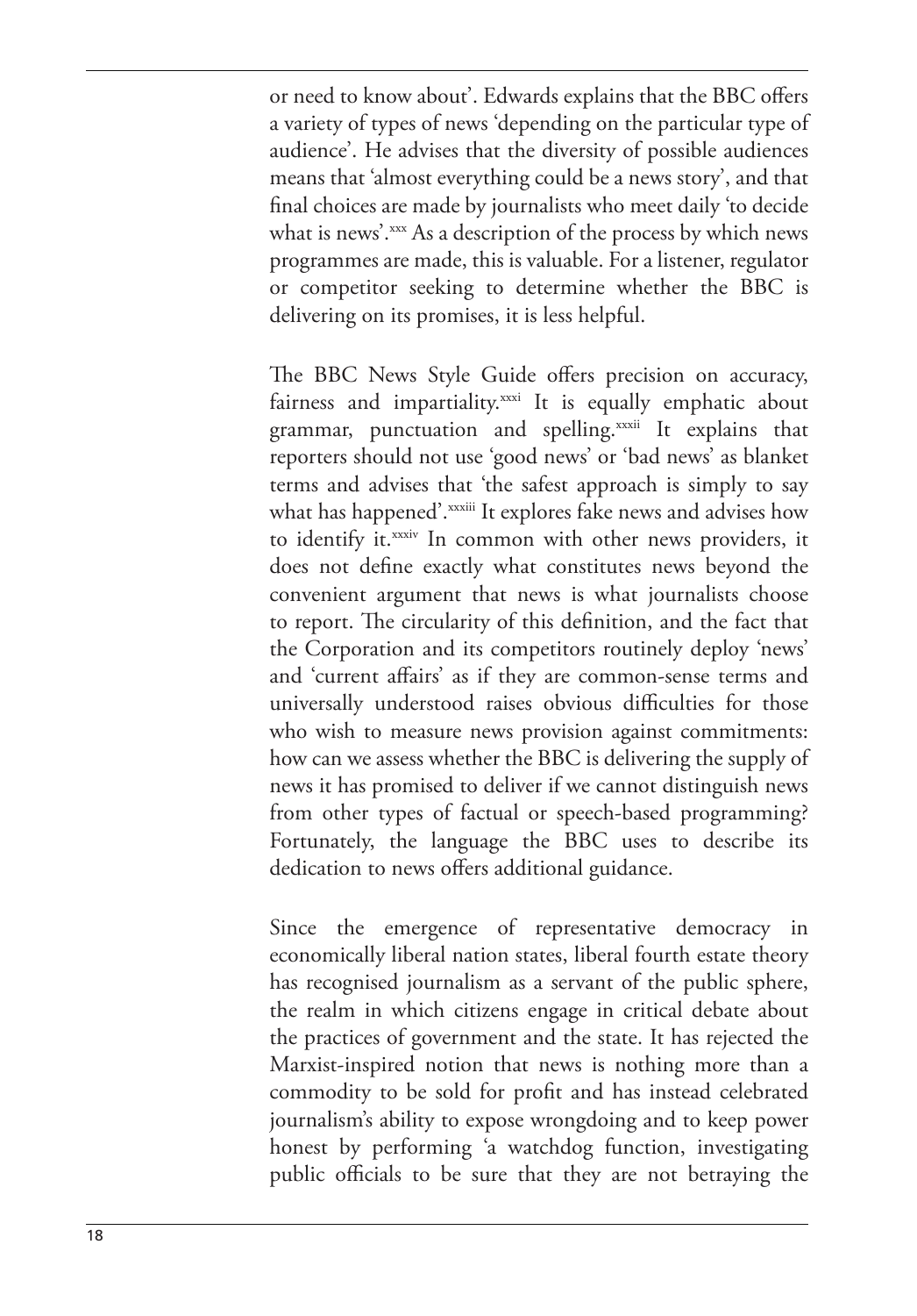or need to know about'. Edwards explains that the BBC offers a variety of types of news 'depending on the particular type of audience'. He advises that the diversity of possible audiences means that 'almost everything could be a news story', and that final choices are made by journalists who meet daily 'to decide what is news'.[xxx] As a description of the process by which news programmes are made, this is valuable. For a listener, regulator or competitor seeking to determine whether the BBC is delivering on its promises, it is less helpful.

The BBC News Style Guide offers precision on accuracy, fairness and impartiality.[xxxi] It is equally emphatic about grammar, punctuation and spelling.[xxxii] It explains that reporters should not use 'good news' or 'bad news' as blanket terms and advises that 'the safest approach is simply to say what has happened'.[xxxiii] It explores fake news and advises how to identify it.[xxxiv] In common with other news providers, it does not define exactly what constitutes news beyond the convenient argument that news is what journalists choose to report. The circularity of this definition, and the fact that the Corporation and its competitors routinely deploy 'news' and 'current affairs' as if they are common-sense terms and universally understood raises obvious difficulties for those who wish to measure news provision against commitments: how can we assess whether the BBC is delivering the supply of news it has promised to deliver if we cannot distinguish news from other types of factual or speech-based programming? Fortunately, the language the BBC uses to describe its dedication to news offers additional guidance.

Since the emergence of representative democracy in economically liberal nation states, liberal fourth estate theory has recognised journalism as a servant of the public sphere, the realm in which citizens engage in critical debate about the practices of government and the state. It has rejected the Marxist-inspired notion that news is nothing more than a commodity to be sold for profit and has instead celebrated journalism's ability to expose wrongdoing and to keep power honest by performing 'a watchdog function, investigating public officials to be sure that they are not betraying the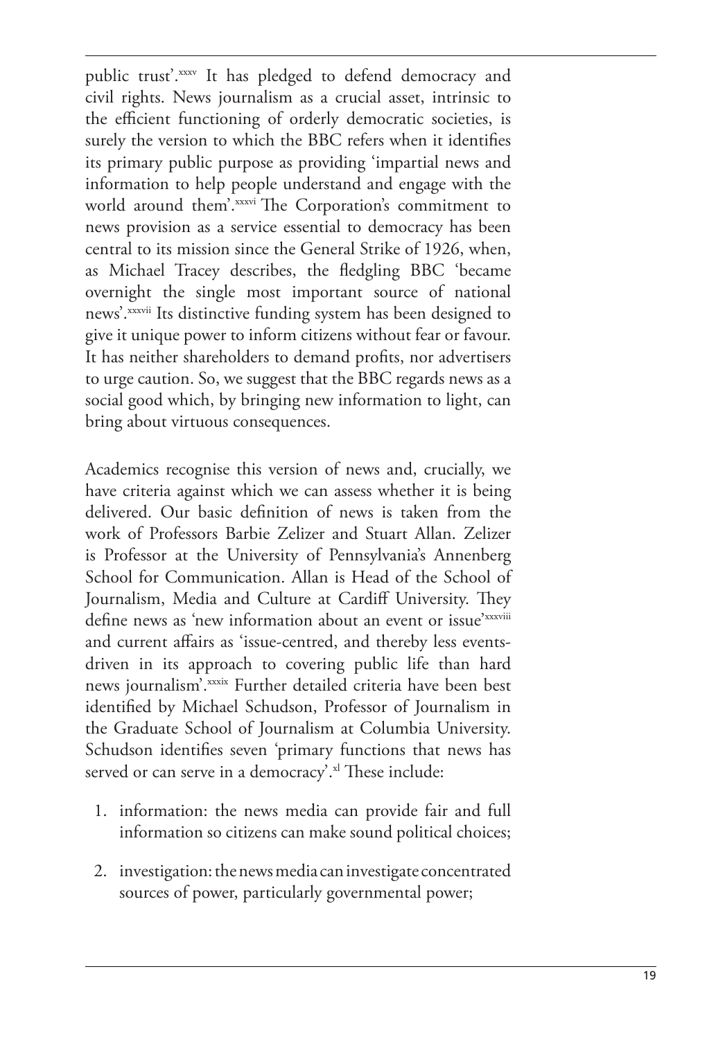public trust'.[xxxv] It has pledged to defend democracy and civil rights. News journalism as a crucial asset, intrinsic to the efficient functioning of orderly democratic societies, is surely the version to which the BBC refers when it identifies its primary public purpose as providing 'impartial news and information to help people understand and engage with the world around them'.[xxxvi] The Corporation's commitment to news provision as a service essential to democracy has been central to its mission since the General Strike of 1926, when, as Michael Tracey describes, the fledgling BBC 'became overnight the single most important source of national news'.[xxxvii] Its distinctive funding system has been designed to give it unique power to inform citizens without fear or favour. It has neither shareholders to demand profits, nor advertisers to urge caution. So, we suggest that the BBC regards news as a social good which, by bringing new information to light, can bring about virtuous consequences.

Academics recognise this version of news and, crucially, we have criteria against which we can assess whether it is being delivered. Our basic definition of news is taken from the work of Professors Barbie Zelizer and Stuart Allan. Zelizer is Professor at the University of Pennsylvania's Annenberg School for Communication. Allan is Head of the School of Journalism, Media and Culture at Cardiff University. They define news as 'new information about an event or issue'[xxxviii] and current affairs as 'issue-centred, and thereby less events-driven in its approach to covering public life than hard news journalism'.[xxxix] Further detailed criteria have been best identified by Michael Schudson, Professor of Journalism in the Graduate School of Journalism at Columbia University. Schudson identifies seven 'primary functions that news has served or can serve in a democracy'.[xl] These include:

1. information: the news media can provide fair and full information so citizens can make sound political choices;
2. investigation: the news media can investigate concentrated sources of power, particularly governmental power;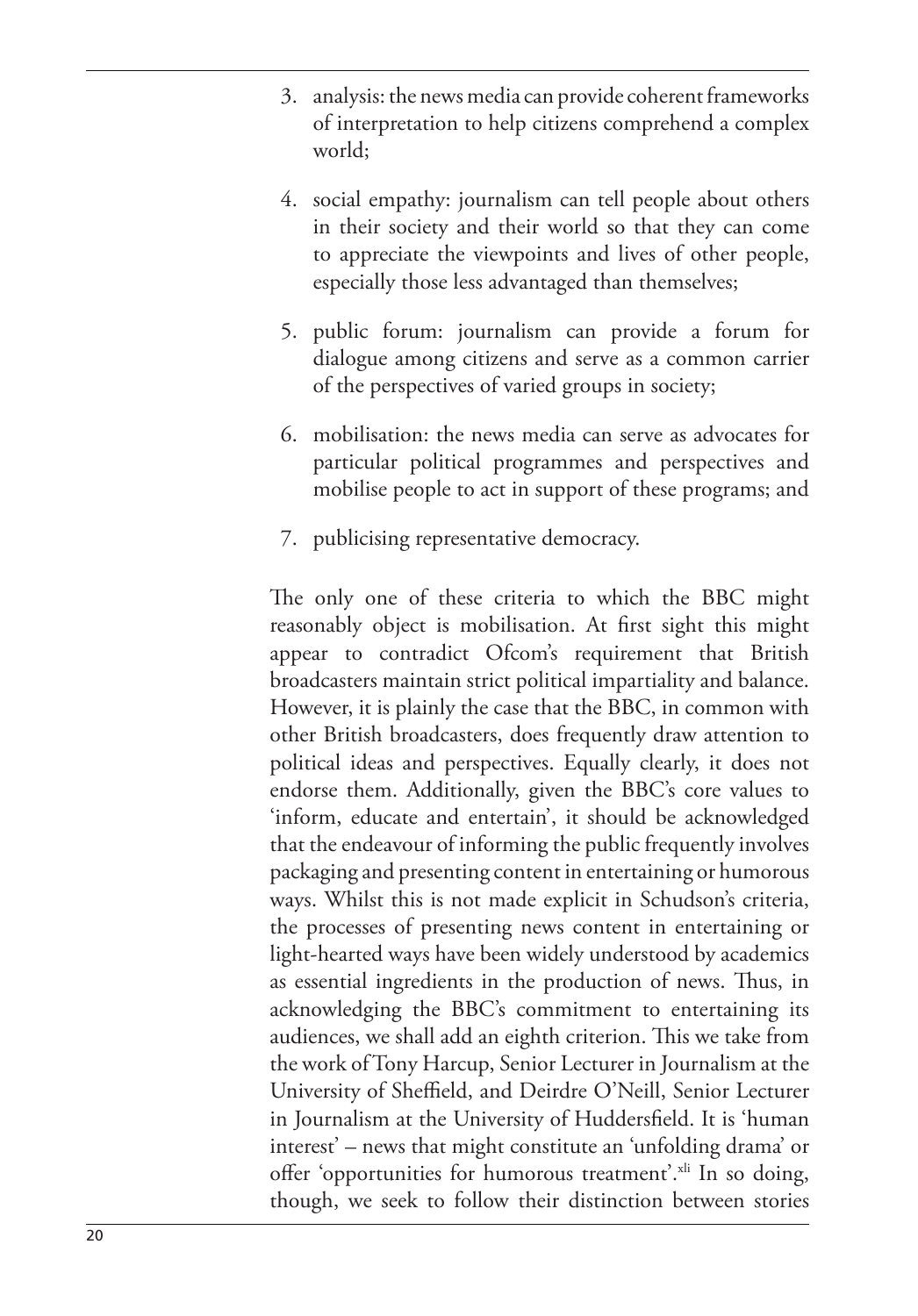3. analysis: the news media can provide coherent frameworks of interpretation to help citizens comprehend a complex world;

4. social empathy: journalism can tell people about others in their society and their world so that they can come to appreciate the viewpoints and lives of other people, especially those less advantaged than themselves;

5. public forum: journalism can provide a forum for dialogue among citizens and serve as a common carrier of the perspectives of varied groups in society;

6. mobilisation: the news media can serve as advocates for particular political programmes and perspectives and mobilise people to act in support of these programs; and

7. publicising representative democracy.

The only one of these criteria to which the BBC might reasonably object is mobilisation. At first sight this might appear to contradict Ofcom's requirement that British broadcasters maintain strict political impartiality and balance. However, it is plainly the case that the BBC, in common with other British broadcasters, does frequently draw attention to political ideas and perspectives. Equally clearly, it does not endorse them. Additionally, given the BBC's core values to 'inform, educate and entertain', it should be acknowledged that the endeavour of informing the public frequently involves packaging and presenting content in entertaining or humorous ways. Whilst this is not made explicit in Schudson's criteria, the processes of presenting news content in entertaining or light-hearted ways have been widely understood by academics as essential ingredients in the production of news. Thus, in acknowledging the BBC's commitment to entertaining its audiences, we shall add an eighth criterion. This we take from the work of Tony Harcup, Senior Lecturer in Journalism at the University of Sheffield, and Deirdre O'Neill, Senior Lecturer in Journalism at the University of Huddersfield. It is 'human interest' – news that might constitute an 'unfolding drama' or offer 'opportunities for humorous treatment'.[xli] In so doing, though, we seek to follow their distinction between stories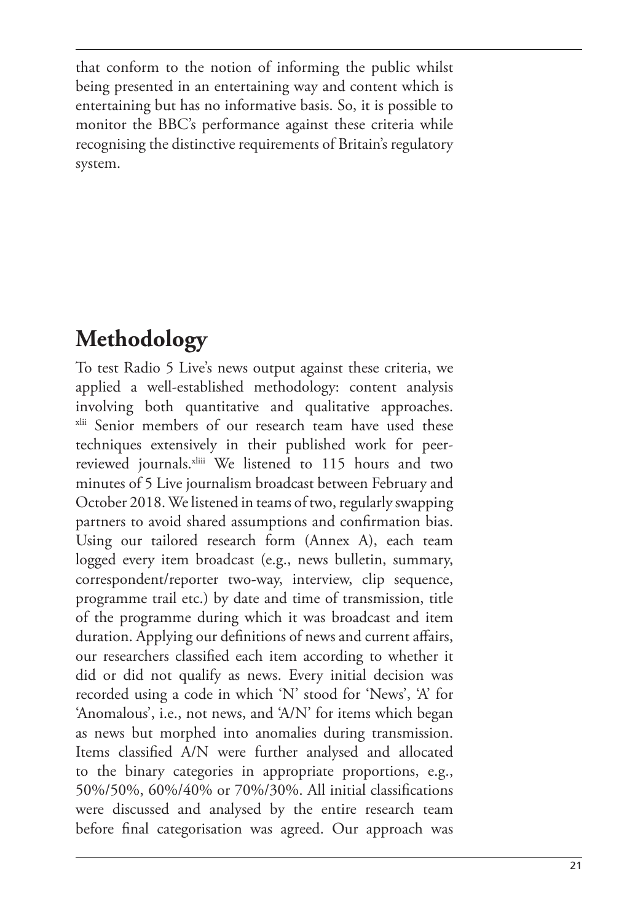that conform to the notion of informing the public whilst being presented in an entertaining way and content which is entertaining but has no informative basis. So, it is possible to monitor the BBC's performance against these criteria while recognising the distinctive requirements of Britain's regulatory system.

## Methodology

To test Radio 5 Live's news output against these criteria, we applied a well-established methodology: content analysis involving both quantitative and qualitative approaches.[xlii] Senior members of our research team have used these techniques extensively in their published work for peer-reviewed journals.[xliii] We listened to 115 hours and two minutes of 5 Live journalism broadcast between February and October 2018. We listened in teams of two, regularly swapping partners to avoid shared assumptions and confirmation bias. Using our tailored research form (Annex A), each team logged every item broadcast (e.g., news bulletin, summary, correspondent/reporter two-way, interview, clip sequence, programme trail etc.) by date and time of transmission, title of the programme during which it was broadcast and item duration. Applying our definitions of news and current affairs, our researchers classified each item according to whether it did or did not qualify as news. Every initial decision was recorded using a code in which 'N' stood for 'News', 'A' for 'Anomalous', i.e., not news, and 'A/N' for items which began as news but morphed into anomalies during transmission. Items classified A/N were further analysed and allocated to the binary categories in appropriate proportions, e.g., 50%/50%, 60%/40% or 70%/30%. All initial classifications were discussed and analysed by the entire research team before final categorisation was agreed. Our approach was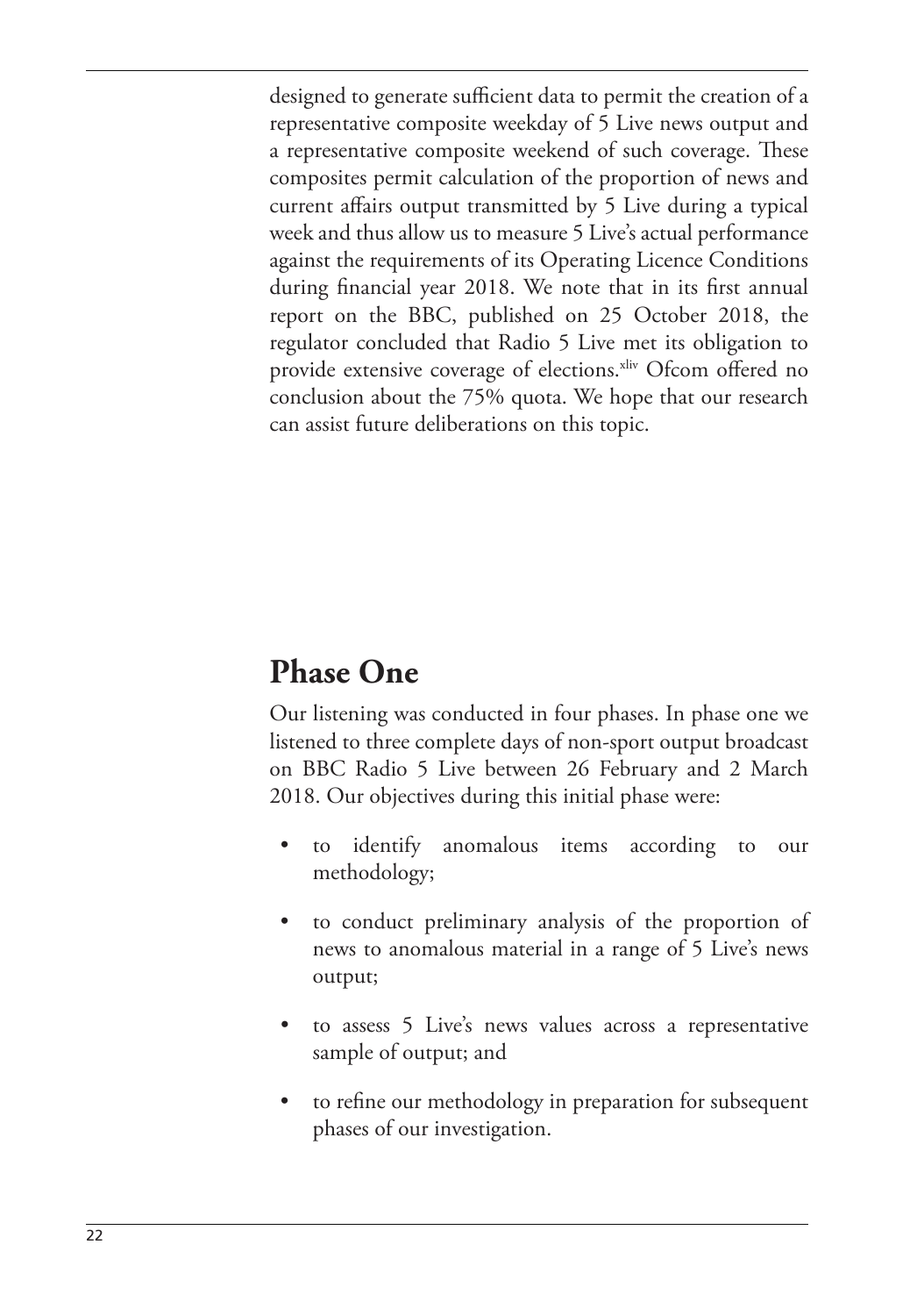designed to generate sufficient data to permit the creation of a representative composite weekday of 5 Live news output and a representative composite weekend of such coverage. These composites permit calculation of the proportion of news and current affairs output transmitted by 5 Live during a typical week and thus allow us to measure 5 Live's actual performance against the requirements of its Operating Licence Conditions during financial year 2018. We note that in its first annual report on the BBC, published on 25 October 2018, the regulator concluded that Radio 5 Live met its obligation to provide extensive coverage of elections.[xliv] Ofcom offered no conclusion about the 75% quota. We hope that our research can assist future deliberations on this topic.

## Phase One

Our listening was conducted in four phases. In phase one we listened to three complete days of non-sport output broadcast on BBC Radio 5 Live between 26 February and 2 March 2018. Our objectives during this initial phase were:

- to identify anomalous items according to our methodology;
- to conduct preliminary analysis of the proportion of news to anomalous material in a range of 5 Live's news output;
- to assess 5 Live's news values across a representative sample of output; and
- to refine our methodology in preparation for subsequent phases of our investigation.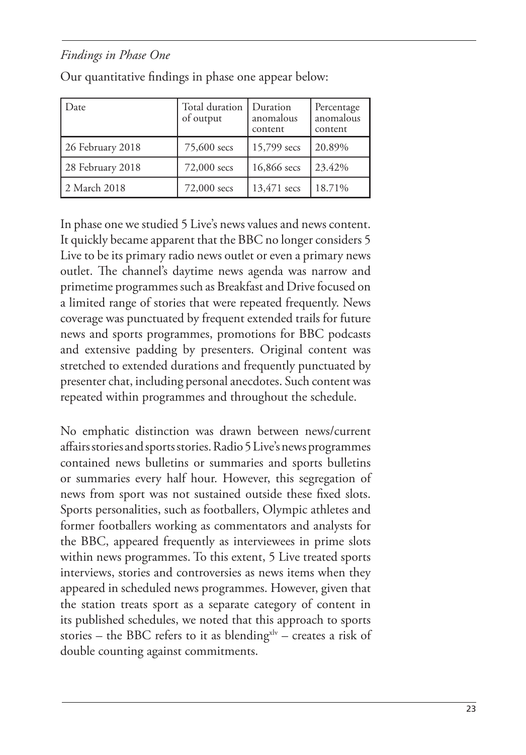*Findings in Phase One*

Our quantitative findings in phase one appear below:

| Date | Total duration of output | Duration anomalous content | Percentage anomalous content |
|---|---|---|---|
| 26 February 2018 | 75,600 secs | 15,799 secs | 20.89% |
| 28 February 2018 | 72,000 secs | 16,866 secs | 23.42% |
| 2 March 2018 | 72,000 secs | 13,471 secs | 18.71% |

In phase one we studied 5 Live's news values and news content. It quickly became apparent that the BBC no longer considers 5 Live to be its primary radio news outlet or even a primary news outlet. The channel's daytime news agenda was narrow and primetime programmes such as Breakfast and Drive focused on a limited range of stories that were repeated frequently. News coverage was punctuated by frequent extended trails for future news and sports programmes, promotions for BBC podcasts and extensive padding by presenters. Original content was stretched to extended durations and frequently punctuated by presenter chat, including personal anecdotes. Such content was repeated within programmes and throughout the schedule.

No emphatic distinction was drawn between news/current affairs stories and sports stories. Radio 5 Live's news programmes contained news bulletins or summaries and sports bulletins or summaries every half hour. However, this segregation of news from sport was not sustained outside these fixed slots. Sports personalities, such as footballers, Olympic athletes and former footballers working as commentators and analysts for the BBC, appeared frequently as interviewees in prime slots within news programmes. To this extent, 5 Live treated sports interviews, stories and controversies as news items when they appeared in scheduled news programmes. However, given that the station treats sport as a separate category of content in its published schedules, we noted that this approach to sports stories – the BBC refers to it as blending[xlv] – creates a risk of double counting against commitments.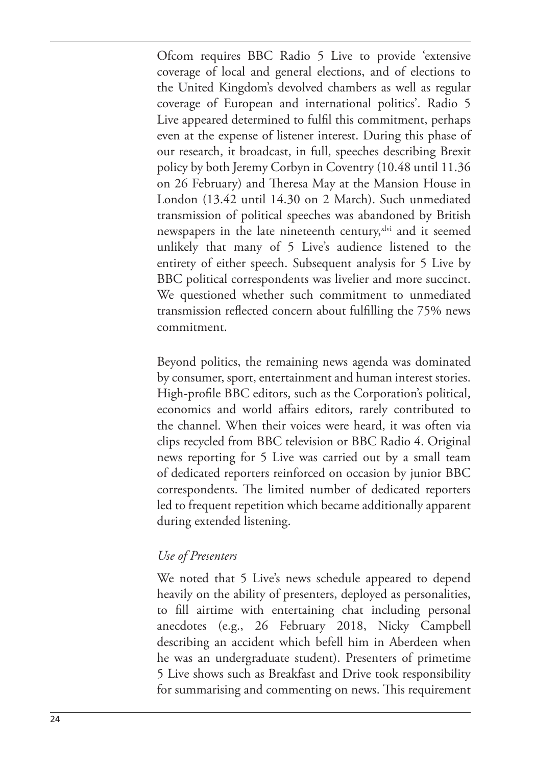Ofcom requires BBC Radio 5 Live to provide 'extensive coverage of local and general elections, and of elections to the United Kingdom's devolved chambers as well as regular coverage of European and international politics'. Radio 5 Live appeared determined to fulfil this commitment, perhaps even at the expense of listener interest. During this phase of our research, it broadcast, in full, speeches describing Brexit policy by both Jeremy Corbyn in Coventry (10.48 until 11.36 on 26 February) and Theresa May at the Mansion House in London (13.42 until 14.30 on 2 March). Such unmediated transmission of political speeches was abandoned by British newspapers in the late nineteenth century,[xlvi] and it seemed unlikely that many of 5 Live's audience listened to the entirety of either speech. Subsequent analysis for 5 Live by BBC political correspondents was livelier and more succinct. We questioned whether such commitment to unmediated transmission reflected concern about fulfilling the 75% news commitment.

Beyond politics, the remaining news agenda was dominated by consumer, sport, entertainment and human interest stories. High-profile BBC editors, such as the Corporation's political, economics and world affairs editors, rarely contributed to the channel. When their voices were heard, it was often via clips recycled from BBC television or BBC Radio 4. Original news reporting for 5 Live was carried out by a small team of dedicated reporters reinforced on occasion by junior BBC correspondents. The limited number of dedicated reporters led to frequent repetition which became additionally apparent during extended listening.

### *Use of Presenters*

We noted that 5 Live's news schedule appeared to depend heavily on the ability of presenters, deployed as personalities, to fill airtime with entertaining chat including personal anecdotes (e.g., 26 February 2018, Nicky Campbell describing an accident which befell him in Aberdeen when he was an undergraduate student). Presenters of primetime 5 Live shows such as Breakfast and Drive took responsibility for summarising and commenting on news. This requirement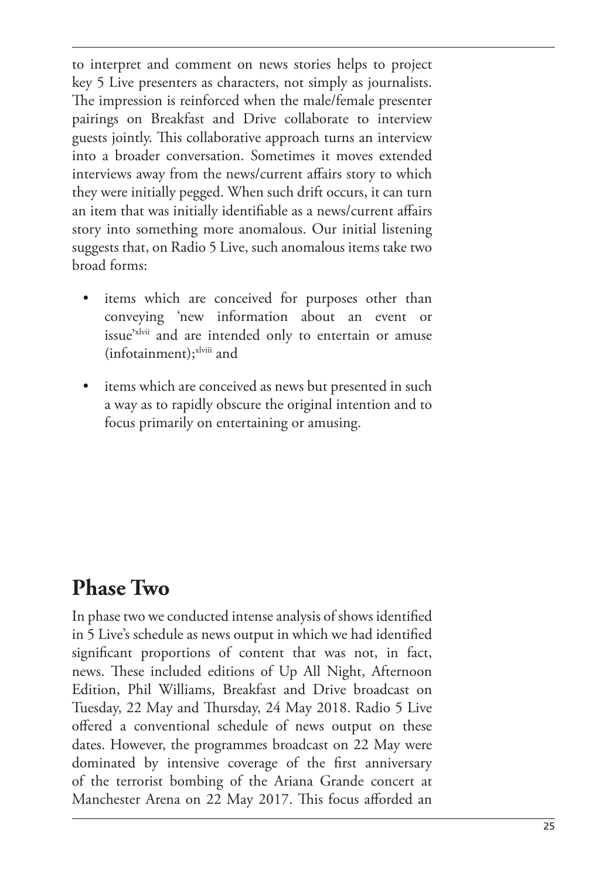to interpret and comment on news stories helps to project key 5 Live presenters as characters, not simply as journalists. The impression is reinforced when the male/female presenter pairings on Breakfast and Drive collaborate to interview guests jointly. This collaborative approach turns an interview into a broader conversation. Sometimes it moves extended interviews away from the news/current affairs story to which they were initially pegged. When such drift occurs, it can turn an item that was initially identifiable as a news/current affairs story into something more anomalous. Our initial listening suggests that, on Radio 5 Live, such anomalous items take two broad forms:

- items which are conceived for purposes other than conveying 'new information about an event or issue'[xlvii] and are intended only to entertain or amuse (infotainment);[xlviii] and
- items which are conceived as news but presented in such a way as to rapidly obscure the original intention and to focus primarily on entertaining or amusing.

## Phase Two

In phase two we conducted intense analysis of shows identified in 5 Live's schedule as news output in which we had identified significant proportions of content that was not, in fact, news. These included editions of Up All Night, Afternoon Edition, Phil Williams, Breakfast and Drive broadcast on Tuesday, 22 May and Thursday, 24 May 2018. Radio 5 Live offered a conventional schedule of news output on these dates. However, the programmes broadcast on 22 May were dominated by intensive coverage of the first anniversary of the terrorist bombing of the Ariana Grande concert at Manchester Arena on 22 May 2017. This focus afforded an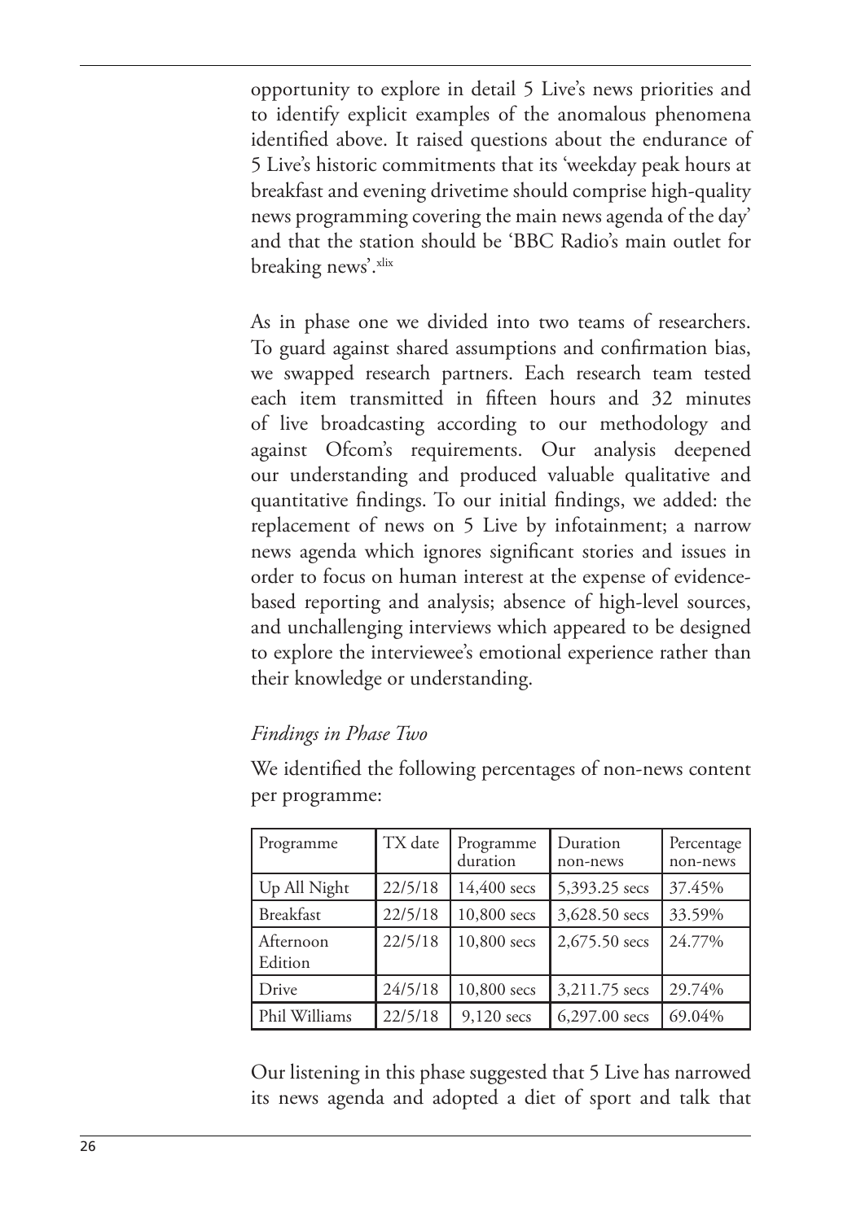opportunity to explore in detail 5 Live's news priorities and to identify explicit examples of the anomalous phenomena identified above. It raised questions about the endurance of 5 Live's historic commitments that its 'weekday peak hours at breakfast and evening drivetime should comprise high-quality news programming covering the main news agenda of the day' and that the station should be 'BBC Radio's main outlet for breaking news'.[xlix]

As in phase one we divided into two teams of researchers. To guard against shared assumptions and confirmation bias, we swapped research partners. Each research team tested each item transmitted in fifteen hours and 32 minutes of live broadcasting according to our methodology and against Ofcom's requirements. Our analysis deepened our understanding and produced valuable qualitative and quantitative findings. To our initial findings, we added: the replacement of news on 5 Live by infotainment; a narrow news agenda which ignores significant stories and issues in order to focus on human interest at the expense of evidence-based reporting and analysis; absence of high-level sources, and unchallenging interviews which appeared to be designed to explore the interviewee's emotional experience rather than their knowledge or understanding.

*Findings in Phase Two*

We identified the following percentages of non-news content per programme:

| Programme | TX date | Programme duration | Duration non-news | Percentage non-news |
|---|---|---|---|---|
| Up All Night | 22/5/18 | 14,400 secs | 5,393.25 secs | 37.45% |
| Breakfast | 22/5/18 | 10,800 secs | 3,628.50 secs | 33.59% |
| Afternoon Edition | 22/5/18 | 10,800 secs | 2,675.50 secs | 24.77% |
| Drive | 24/5/18 | 10,800 secs | 3,211.75 secs | 29.74% |
| Phil Williams | 22/5/18 | 9,120 secs | 6,297.00 secs | 69.04% |

Our listening in this phase suggested that 5 Live has narrowed its news agenda and adopted a diet of sport and talk that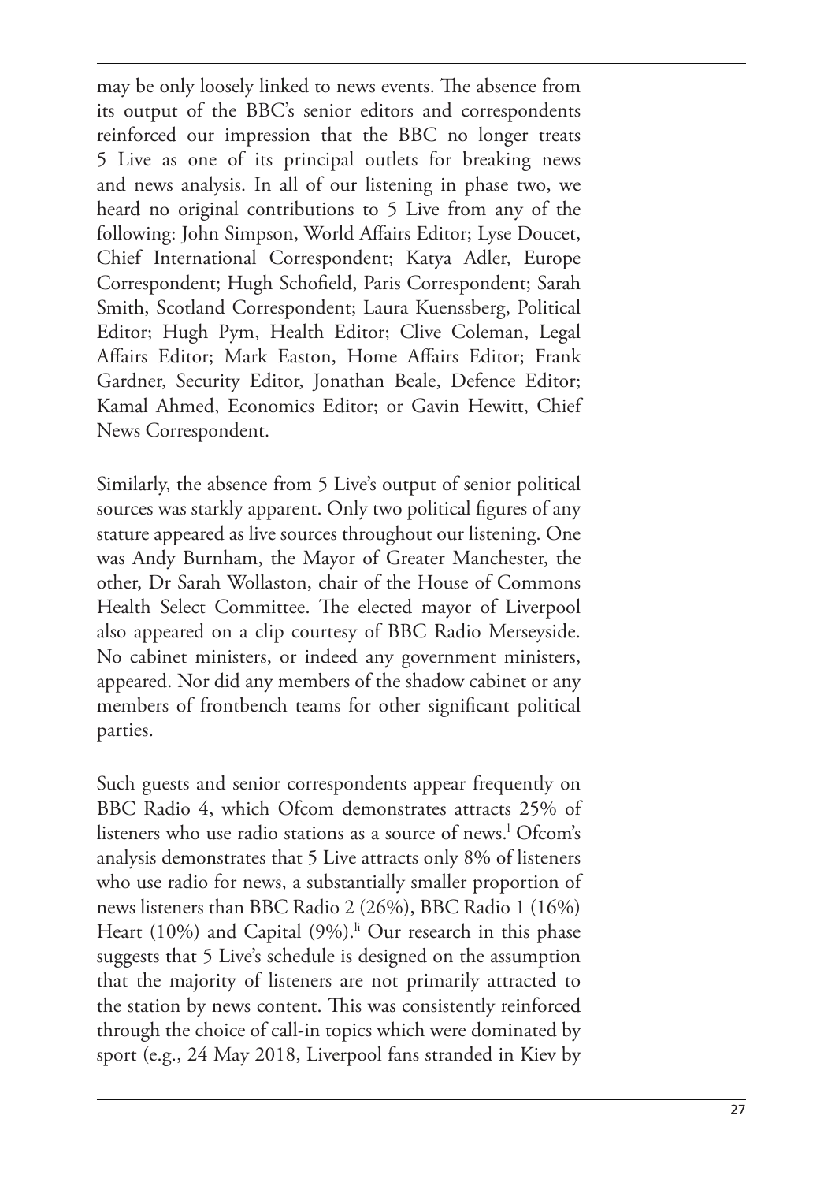may be only loosely linked to news events. The absence from its output of the BBC's senior editors and correspondents reinforced our impression that the BBC no longer treats 5 Live as one of its principal outlets for breaking news and news analysis. In all of our listening in phase two, we heard no original contributions to 5 Live from any of the following: John Simpson, World Affairs Editor; Lyse Doucet, Chief International Correspondent; Katya Adler, Europe Correspondent; Hugh Schofield, Paris Correspondent; Sarah Smith, Scotland Correspondent; Laura Kuenssberg, Political Editor; Hugh Pym, Health Editor; Clive Coleman, Legal Affairs Editor; Mark Easton, Home Affairs Editor; Frank Gardner, Security Editor, Jonathan Beale, Defence Editor; Kamal Ahmed, Economics Editor; or Gavin Hewitt, Chief News Correspondent.

Similarly, the absence from 5 Live's output of senior political sources was starkly apparent. Only two political figures of any stature appeared as live sources throughout our listening. One was Andy Burnham, the Mayor of Greater Manchester, the other, Dr Sarah Wollaston, chair of the House of Commons Health Select Committee. The elected mayor of Liverpool also appeared on a clip courtesy of BBC Radio Merseyside. No cabinet ministers, or indeed any government ministers, appeared. Nor did any members of the shadow cabinet or any members of frontbench teams for other significant political parties.

Such guests and senior correspondents appear frequently on BBC Radio 4, which Ofcom demonstrates attracts 25% of listeners who use radio stations as a source of news.[l] Ofcom's analysis demonstrates that 5 Live attracts only 8% of listeners who use radio for news, a substantially smaller proportion of news listeners than BBC Radio 2 (26%), BBC Radio 1 (16%) Heart (10%) and Capital (9%).[li] Our research in this phase suggests that 5 Live's schedule is designed on the assumption that the majority of listeners are not primarily attracted to the station by news content. This was consistently reinforced through the choice of call-in topics which were dominated by sport (e.g., 24 May 2018, Liverpool fans stranded in Kiev by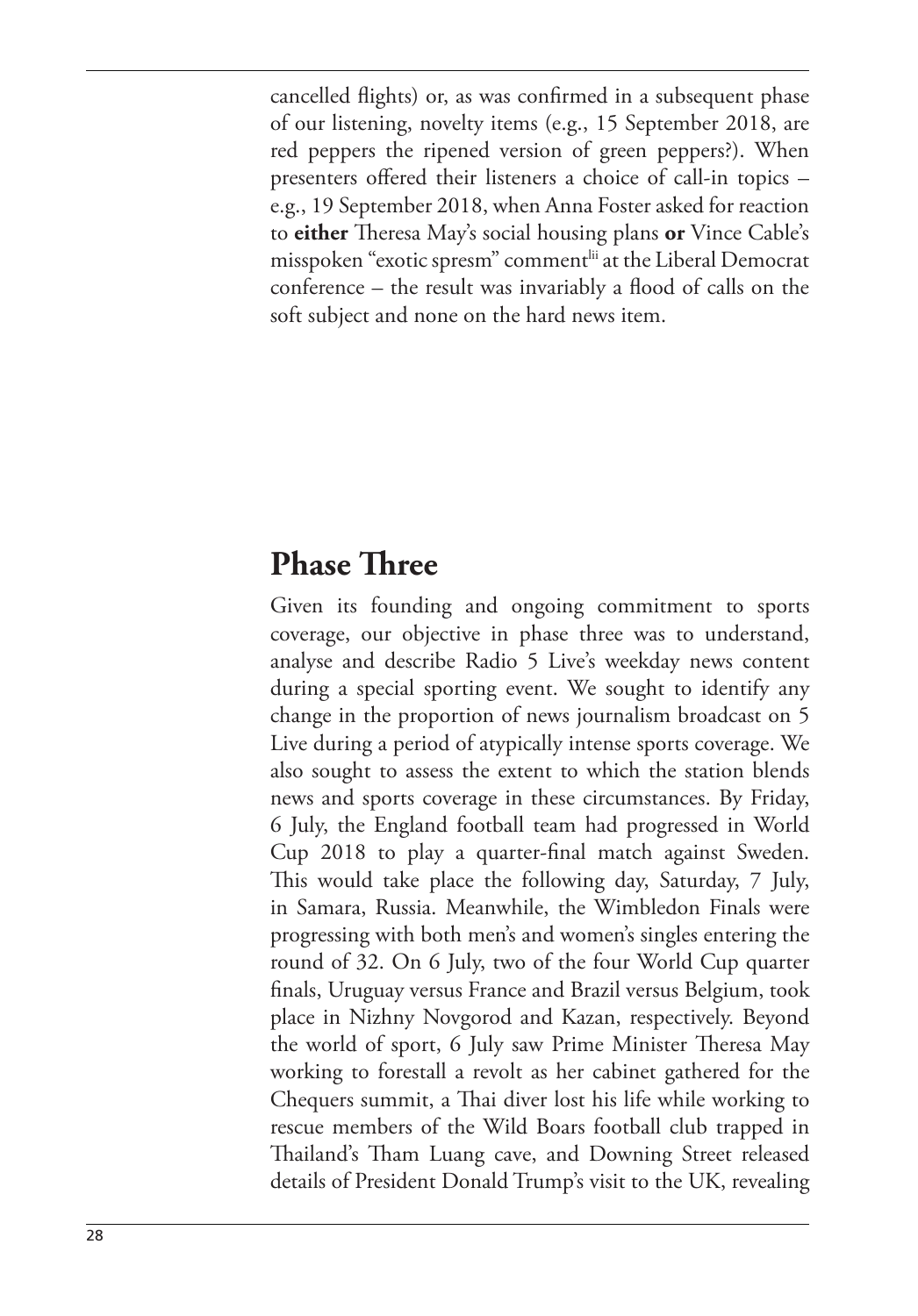cancelled flights) or, as was confirmed in a subsequent phase of our listening, novelty items (e.g., 15 September 2018, are red peppers the ripened version of green peppers?). When presenters offered their listeners a choice of call-in topics – e.g., 19 September 2018, when Anna Foster asked for reaction to **either** Theresa May's social housing plans **or** Vince Cable's misspoken "exotic spresm" comment[lii] at the Liberal Democrat conference – the result was invariably a flood of calls on the soft subject and none on the hard news item.

## Phase Three

Given its founding and ongoing commitment to sports coverage, our objective in phase three was to understand, analyse and describe Radio 5 Live's weekday news content during a special sporting event. We sought to identify any change in the proportion of news journalism broadcast on 5 Live during a period of atypically intense sports coverage. We also sought to assess the extent to which the station blends news and sports coverage in these circumstances. By Friday, 6 July, the England football team had progressed in World Cup 2018 to play a quarter-final match against Sweden. This would take place the following day, Saturday, 7 July, in Samara, Russia. Meanwhile, the Wimbledon Finals were progressing with both men's and women's singles entering the round of 32. On 6 July, two of the four World Cup quarter finals, Uruguay versus France and Brazil versus Belgium, took place in Nizhny Novgorod and Kazan, respectively. Beyond the world of sport, 6 July saw Prime Minister Theresa May working to forestall a revolt as her cabinet gathered for the Chequers summit, a Thai diver lost his life while working to rescue members of the Wild Boars football club trapped in Thailand's Tham Luang cave, and Downing Street released details of President Donald Trump's visit to the UK, revealing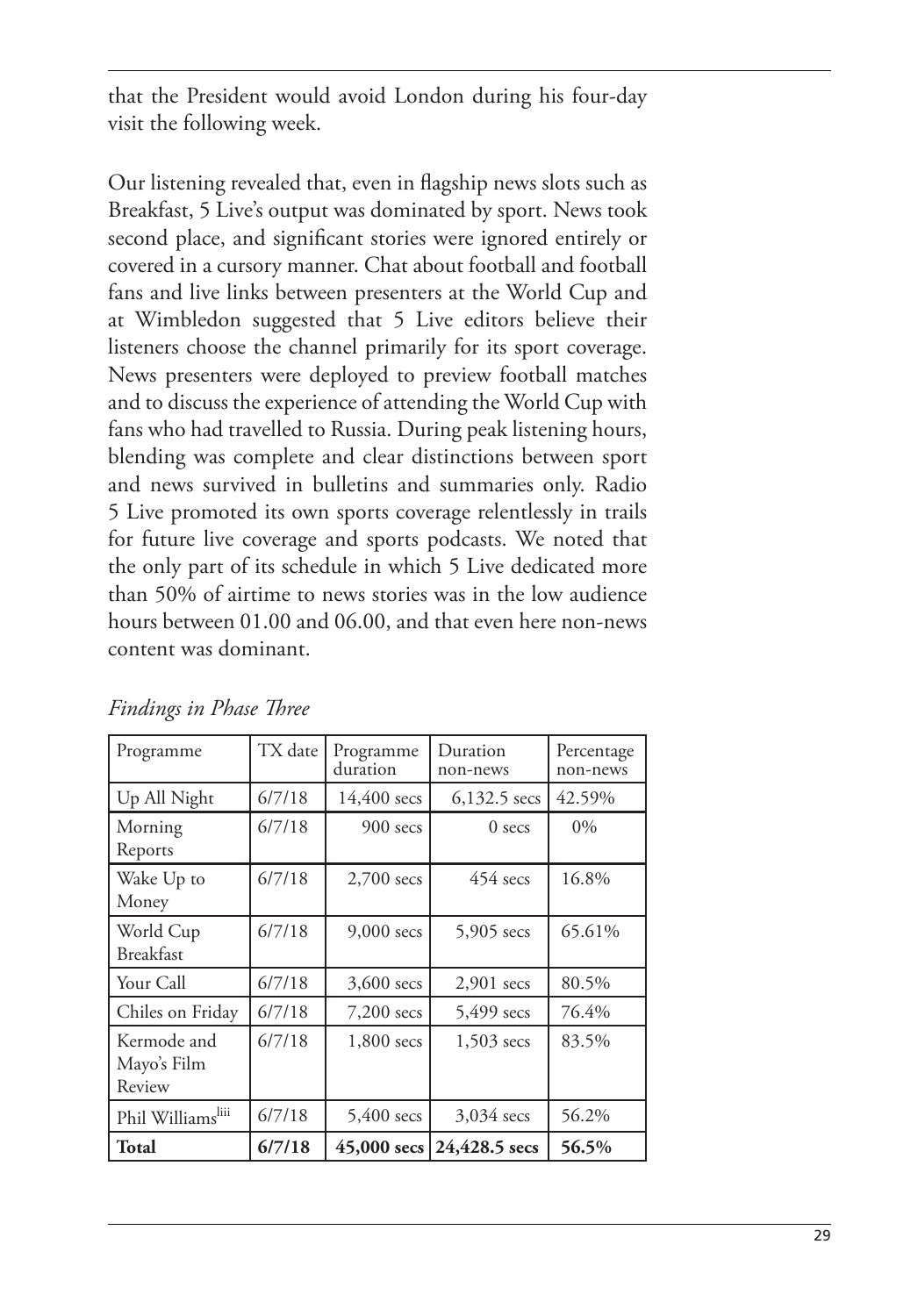that the President would avoid London during his four-day visit the following week.

Our listening revealed that, even in flagship news slots such as Breakfast, 5 Live's output was dominated by sport. News took second place, and significant stories were ignored entirely or covered in a cursory manner. Chat about football and football fans and live links between presenters at the World Cup and at Wimbledon suggested that 5 Live editors believe their listeners choose the channel primarily for its sport coverage. News presenters were deployed to preview football matches and to discuss the experience of attending the World Cup with fans who had travelled to Russia. During peak listening hours, blending was complete and clear distinctions between sport and news survived in bulletins and summaries only. Radio 5 Live promoted its own sports coverage relentlessly in trails for future live coverage and sports podcasts. We noted that the only part of its schedule in which 5 Live dedicated more than 50% of airtime to news stories was in the low audience hours between 01.00 and 06.00, and that even here non-news content was dominant.

*Findings in Phase Three*

| Programme | TX date | Programme duration | Duration non-news | Percentage non-news |
|---|---|---|---|---|
| Up All Night | 6/7/18 | 14,400 secs | 6,132.5 secs | 42.59% |
| Morning Reports | 6/7/18 | 900 secs | 0 secs | 0% |
| Wake Up to Money | 6/7/18 | 2,700 secs | 454 secs | 16.8% |
| World Cup Breakfast | 6/7/18 | 9,000 secs | 5,905 secs | 65.61% |
| Your Call | 6/7/18 | 3,600 secs | 2,901 secs | 80.5% |
| Chiles on Friday | 6/7/18 | 7,200 secs | 5,499 secs | 76.4% |
| Kermode and Mayo's Film Review | 6/7/18 | 1,800 secs | 1,503 secs | 83.5% |
| Phil Williams[liii] | 6/7/18 | 5,400 secs | 3,034 secs | 56.2% |
| **Total** | **6/7/18** | **45,000 secs** | **24,428.5 secs** | **56.5%** |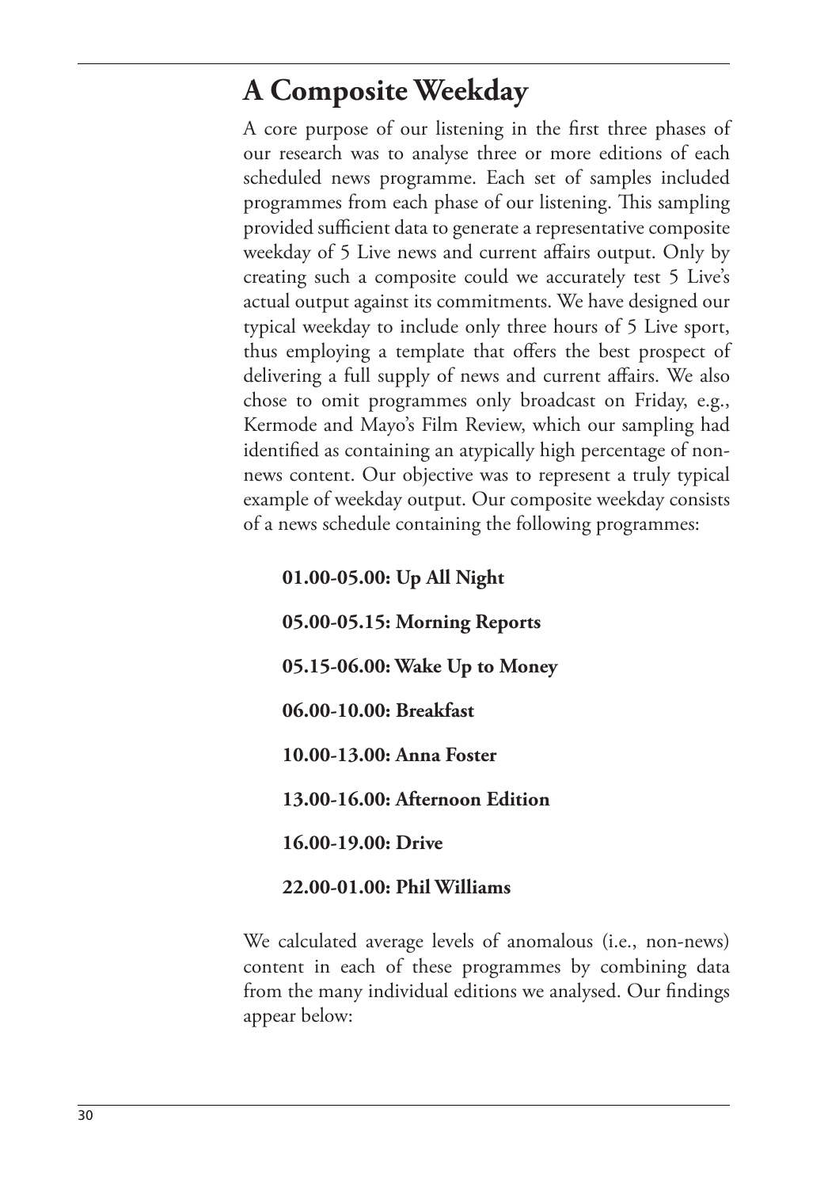## A Composite Weekday

A core purpose of our listening in the first three phases of our research was to analyse three or more editions of each scheduled news programme. Each set of samples included programmes from each phase of our listening. This sampling provided sufficient data to generate a representative composite weekday of 5 Live news and current affairs output. Only by creating such a composite could we accurately test 5 Live's actual output against its commitments. We have designed our typical weekday to include only three hours of 5 Live sport, thus employing a template that offers the best prospect of delivering a full supply of news and current affairs. We also chose to omit programmes only broadcast on Friday, e.g., Kermode and Mayo's Film Review, which our sampling had identified as containing an atypically high percentage of non-news content. Our objective was to represent a truly typical example of weekday output. Our composite weekday consists of a news schedule containing the following programmes:

**01.00-05.00: Up All Night**

**05.00-05.15: Morning Reports**

**05.15-06.00: Wake Up to Money**

**06.00-10.00: Breakfast**

**10.00-13.00: Anna Foster**

**13.00-16.00: Afternoon Edition**

**16.00-19.00: Drive**

**22.00-01.00: Phil Williams**

We calculated average levels of anomalous (i.e., non-news) content in each of these programmes by combining data from the many individual editions we analysed. Our findings appear below: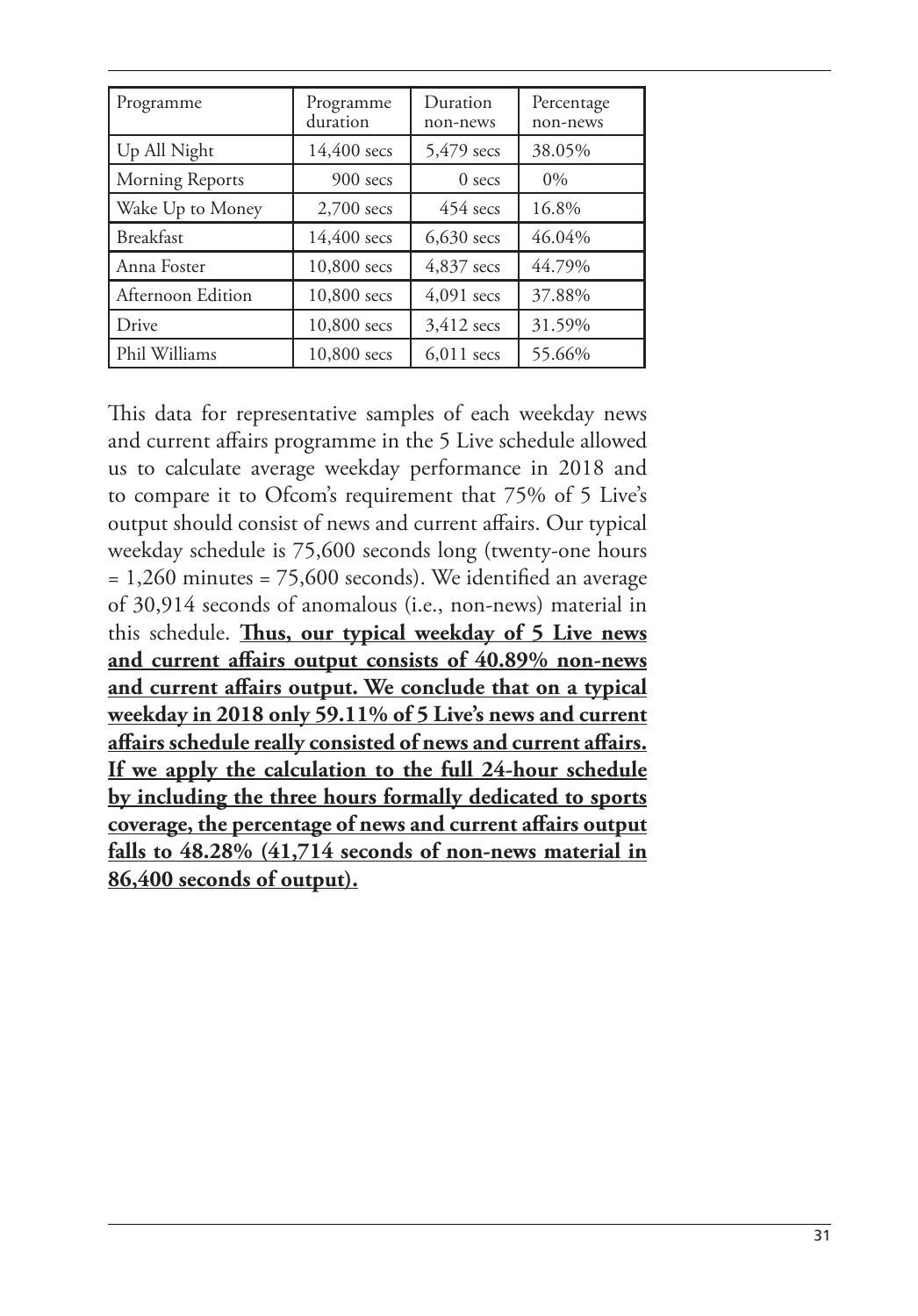| Programme | Programme duration | Duration non-news | Percentage non-news |
|---|---|---|---|
| Up All Night | 14,400 secs | 5,479 secs | 38.05% |
| Morning Reports | 900 secs | 0 secs | 0% |
| Wake Up to Money | 2,700 secs | 454 secs | 16.8% |
| Breakfast | 14,400 secs | 6,630 secs | 46.04% |
| Anna Foster | 10,800 secs | 4,837 secs | 44.79% |
| Afternoon Edition | 10,800 secs | 4,091 secs | 37.88% |
| Drive | 10,800 secs | 3,412 secs | 31.59% |
| Phil Williams | 10,800 secs | 6,011 secs | 55.66% |

This data for representative samples of each weekday news and current affairs programme in the 5 Live schedule allowed us to calculate average weekday performance in 2018 and to compare it to Ofcom's requirement that 75% of 5 Live's output should consist of news and current affairs. Our typical weekday schedule is 75,600 seconds long (twenty-one hours = 1,260 minutes = 75,600 seconds). We identified an average of 30,914 seconds of anomalous (i.e., non-news) material in this schedule. **Thus, our typical weekday of 5 Live news and current affairs output consists of 40.89% non-news and current affairs output. We conclude that on a typical weekday in 2018 only 59.11% of 5 Live's news and current affairs schedule really consisted of news and current affairs. If we apply the calculation to the full 24-hour schedule by including the three hours formally dedicated to sports coverage, the percentage of news and current affairs output falls to 48.28% (41,714 seconds of non-news material in 86,400 seconds of output).**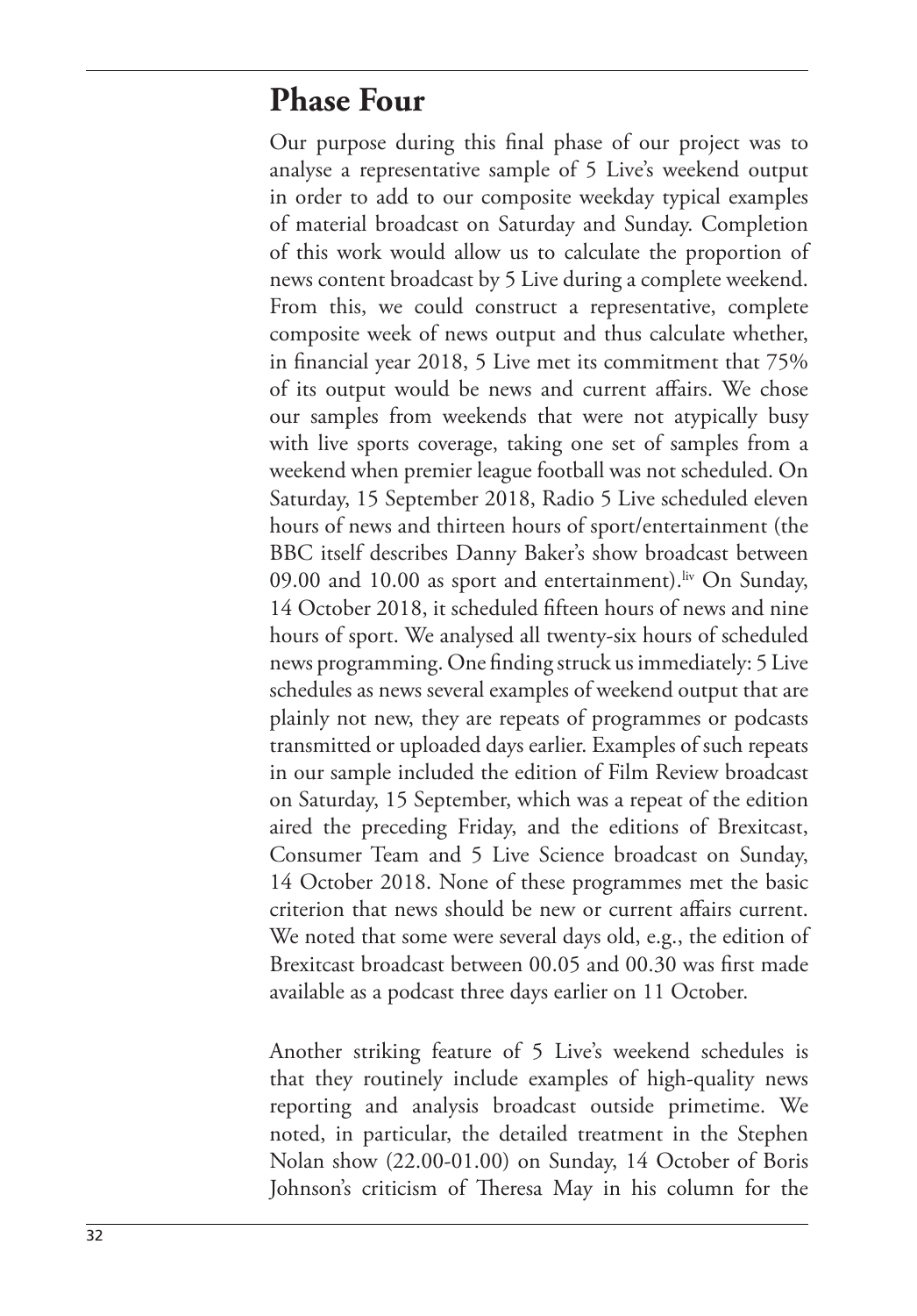## Phase Four

Our purpose during this final phase of our project was to analyse a representative sample of 5 Live's weekend output in order to add to our composite weekday typical examples of material broadcast on Saturday and Sunday. Completion of this work would allow us to calculate the proportion of news content broadcast by 5 Live during a complete weekend. From this, we could construct a representative, complete composite week of news output and thus calculate whether, in financial year 2018, 5 Live met its commitment that 75% of its output would be news and current affairs. We chose our samples from weekends that were not atypically busy with live sports coverage, taking one set of samples from a weekend when premier league football was not scheduled. On Saturday, 15 September 2018, Radio 5 Live scheduled eleven hours of news and thirteen hours of sport/entertainment (the BBC itself describes Danny Baker's show broadcast between 09.00 and 10.00 as sport and entertainment).[liv] On Sunday, 14 October 2018, it scheduled fifteen hours of news and nine hours of sport. We analysed all twenty-six hours of scheduled news programming. One finding struck us immediately: 5 Live schedules as news several examples of weekend output that are plainly not new, they are repeats of programmes or podcasts transmitted or uploaded days earlier. Examples of such repeats in our sample included the edition of Film Review broadcast on Saturday, 15 September, which was a repeat of the edition aired the preceding Friday, and the editions of Brexitcast, Consumer Team and 5 Live Science broadcast on Sunday, 14 October 2018. None of these programmes met the basic criterion that news should be new or current affairs current. We noted that some were several days old, e.g., the edition of Brexitcast broadcast between 00.05 and 00.30 was first made available as a podcast three days earlier on 11 October.

Another striking feature of 5 Live's weekend schedules is that they routinely include examples of high-quality news reporting and analysis broadcast outside primetime. We noted, in particular, the detailed treatment in the Stephen Nolan show (22.00-01.00) on Sunday, 14 October of Boris Johnson's criticism of Theresa May in his column for the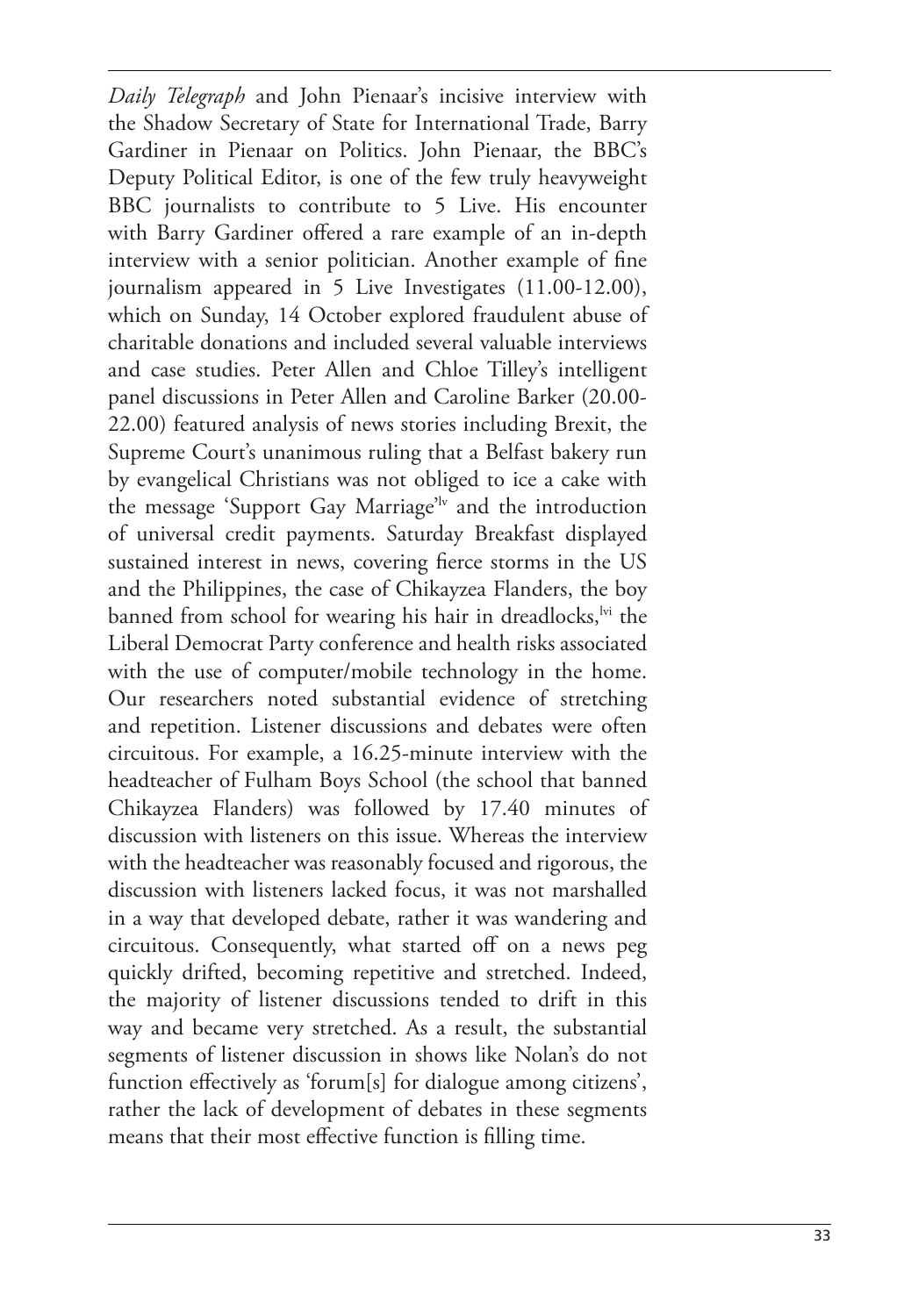*Daily Telegraph* and John Pienaar's incisive interview with the Shadow Secretary of State for International Trade, Barry Gardiner in Pienaar on Politics. John Pienaar, the BBC's Deputy Political Editor, is one of the few truly heavyweight BBC journalists to contribute to 5 Live. His encounter with Barry Gardiner offered a rare example of an in-depth interview with a senior politician. Another example of fine journalism appeared in 5 Live Investigates (11.00-12.00), which on Sunday, 14 October explored fraudulent abuse of charitable donations and included several valuable interviews and case studies. Peter Allen and Chloe Tilley's intelligent panel discussions in Peter Allen and Caroline Barker (20.00-22.00) featured analysis of news stories including Brexit, the Supreme Court's unanimous ruling that a Belfast bakery run by evangelical Christians was not obliged to ice a cake with the message 'Support Gay Marriage'[lv] and the introduction of universal credit payments. Saturday Breakfast displayed sustained interest in news, covering fierce storms in the US and the Philippines, the case of Chikayzea Flanders, the boy banned from school for wearing his hair in dreadlocks,[lvi] the Liberal Democrat Party conference and health risks associated with the use of computer/mobile technology in the home. Our researchers noted substantial evidence of stretching and repetition. Listener discussions and debates were often circuitous. For example, a 16.25-minute interview with the headteacher of Fulham Boys School (the school that banned Chikayzea Flanders) was followed by 17.40 minutes of discussion with listeners on this issue. Whereas the interview with the headteacher was reasonably focused and rigorous, the discussion with listeners lacked focus, it was not marshalled in a way that developed debate, rather it was wandering and circuitous. Consequently, what started off on a news peg quickly drifted, becoming repetitive and stretched. Indeed, the majority of listener discussions tended to drift in this way and became very stretched. As a result, the substantial segments of listener discussion in shows like Nolan's do not function effectively as 'forum[s] for dialogue among citizens', rather the lack of development of debates in these segments means that their most effective function is filling time.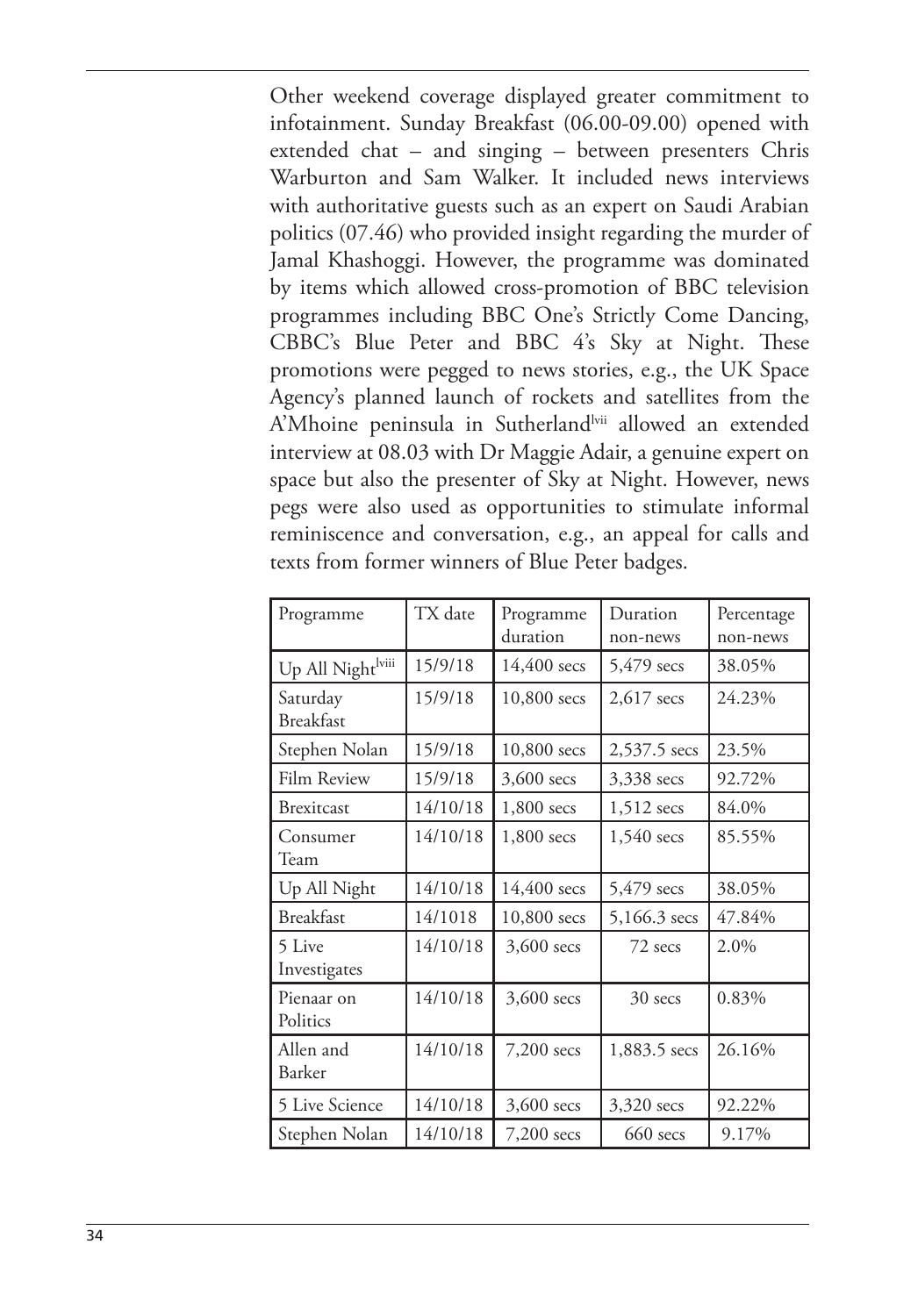Other weekend coverage displayed greater commitment to infotainment. Sunday Breakfast (06.00-09.00) opened with extended chat – and singing – between presenters Chris Warburton and Sam Walker. It included news interviews with authoritative guests such as an expert on Saudi Arabian politics (07.46) who provided insight regarding the murder of Jamal Khashoggi. However, the programme was dominated by items which allowed cross-promotion of BBC television programmes including BBC One's Strictly Come Dancing, CBBC's Blue Peter and BBC 4's Sky at Night. These promotions were pegged to news stories, e.g., the UK Space Agency's planned launch of rockets and satellites from the A'Mhoine peninsula in Sutherland[lvii] allowed an extended interview at 08.03 with Dr Maggie Adair, a genuine expert on space but also the presenter of Sky at Night. However, news pegs were also used as opportunities to stimulate informal reminiscence and conversation, e.g., an appeal for calls and texts from former winners of Blue Peter badges.

| Programme | TX date | Programme duration | Duration non-news | Percentage non-news |
|---|---|---|---|---|
| Up All Night[lviii] | 15/9/18 | 14,400 secs | 5,479 secs | 38.05% |
| Saturday Breakfast | 15/9/18 | 10,800 secs | 2,617 secs | 24.23% |
| Stephen Nolan | 15/9/18 | 10,800 secs | 2,537.5 secs | 23.5% |
| Film Review | 15/9/18 | 3,600 secs | 3,338 secs | 92.72% |
| Brexitcast | 14/10/18 | 1,800 secs | 1,512 secs | 84.0% |
| Consumer Team | 14/10/18 | 1,800 secs | 1,540 secs | 85.55% |
| Up All Night | 14/10/18 | 14,400 secs | 5,479 secs | 38.05% |
| Breakfast | 14/1018 | 10,800 secs | 5,166.3 secs | 47.84% |
| 5 Live Investigates | 14/10/18 | 3,600 secs | 72 secs | 2.0% |
| Pienaar on Politics | 14/10/18 | 3,600 secs | 30 secs | 0.83% |
| Allen and Barker | 14/10/18 | 7,200 secs | 1,883.5 secs | 26.16% |
| 5 Live Science | 14/10/18 | 3,600 secs | 3,320 secs | 92.22% |
| Stephen Nolan | 14/10/18 | 7,200 secs | 660 secs | 9.17% |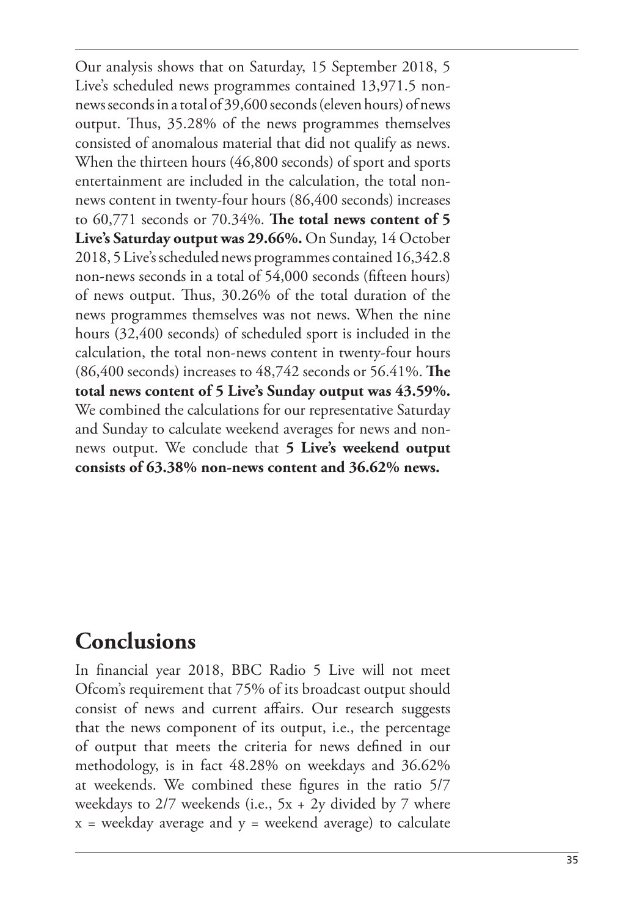Our analysis shows that on Saturday, 15 September 2018, 5 Live's scheduled news programmes contained 13,971.5 non-news seconds in a total of 39,600 seconds (eleven hours) of news output. Thus, 35.28% of the news programmes themselves consisted of anomalous material that did not qualify as news. When the thirteen hours (46,800 seconds) of sport and sports entertainment are included in the calculation, the total non-news content in twenty-four hours (86,400 seconds) increases to 60,771 seconds or 70.34%. **The total news content of 5 Live's Saturday output was 29.66%.** On Sunday, 14 October 2018, 5 Live's scheduled news programmes contained 16,342.8 non-news seconds in a total of 54,000 seconds (fifteen hours) of news output. Thus, 30.26% of the total duration of the news programmes themselves was not news. When the nine hours (32,400 seconds) of scheduled sport is included in the calculation, the total non-news content in twenty-four hours (86,400 seconds) increases to 48,742 seconds or 56.41%. **The total news content of 5 Live's Sunday output was 43.59%.** We combined the calculations for our representative Saturday and Sunday to calculate weekend averages for news and non-news output. We conclude that **5 Live's weekend output consists of 63.38% non-news content and 36.62% news.**

## Conclusions

In financial year 2018, BBC Radio 5 Live will not meet Ofcom's requirement that 75% of its broadcast output should consist of news and current affairs. Our research suggests that the news component of its output, i.e., the percentage of output that meets the criteria for news defined in our methodology, is in fact 48.28% on weekdays and 36.62% at weekends. We combined these figures in the ratio 5/7 weekdays to 2/7 weekends (i.e., $5x + 2y$ divided by 7 where $x$ = weekday average and $y$ = weekend average) to calculate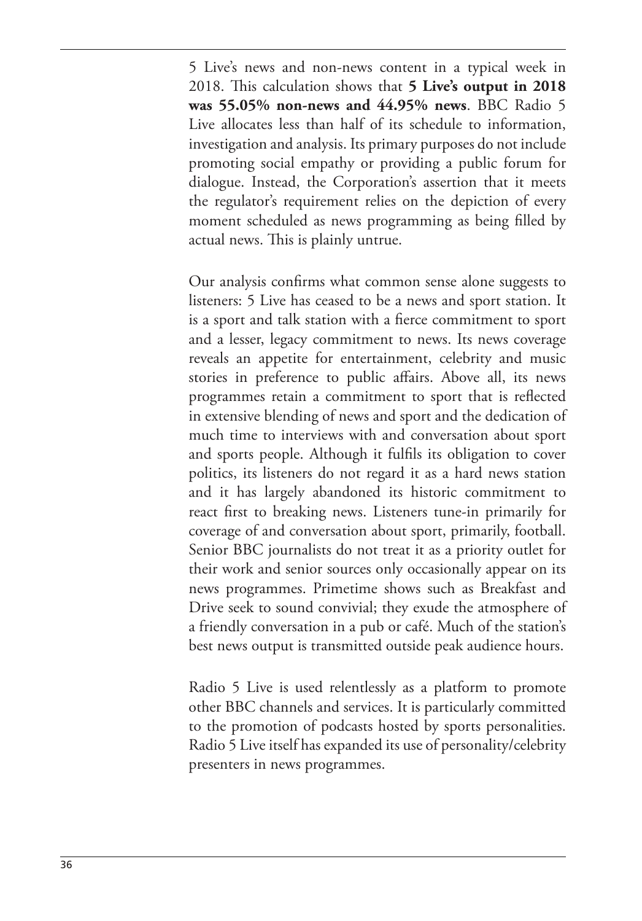5 Live's news and non-news content in a typical week in 2018. This calculation shows that **5 Live's output in 2018 was 55.05% non-news and 44.95% news**. BBC Radio 5 Live allocates less than half of its schedule to information, investigation and analysis. Its primary purposes do not include promoting social empathy or providing a public forum for dialogue. Instead, the Corporation's assertion that it meets the regulator's requirement relies on the depiction of every moment scheduled as news programming as being filled by actual news. This is plainly untrue.

Our analysis confirms what common sense alone suggests to listeners: 5 Live has ceased to be a news and sport station. It is a sport and talk station with a fierce commitment to sport and a lesser, legacy commitment to news. Its news coverage reveals an appetite for entertainment, celebrity and music stories in preference to public affairs. Above all, its news programmes retain a commitment to sport that is reflected in extensive blending of news and sport and the dedication of much time to interviews with and conversation about sport and sports people. Although it fulfils its obligation to cover politics, its listeners do not regard it as a hard news station and it has largely abandoned its historic commitment to react first to breaking news. Listeners tune-in primarily for coverage of and conversation about sport, primarily, football. Senior BBC journalists do not treat it as a priority outlet for their work and senior sources only occasionally appear on its news programmes. Primetime shows such as Breakfast and Drive seek to sound convivial; they exude the atmosphere of a friendly conversation in a pub or café. Much of the station's best news output is transmitted outside peak audience hours.

Radio 5 Live is used relentlessly as a platform to promote other BBC channels and services. It is particularly committed to the promotion of podcasts hosted by sports personalities. Radio 5 Live itself has expanded its use of personality/celebrity presenters in news programmes.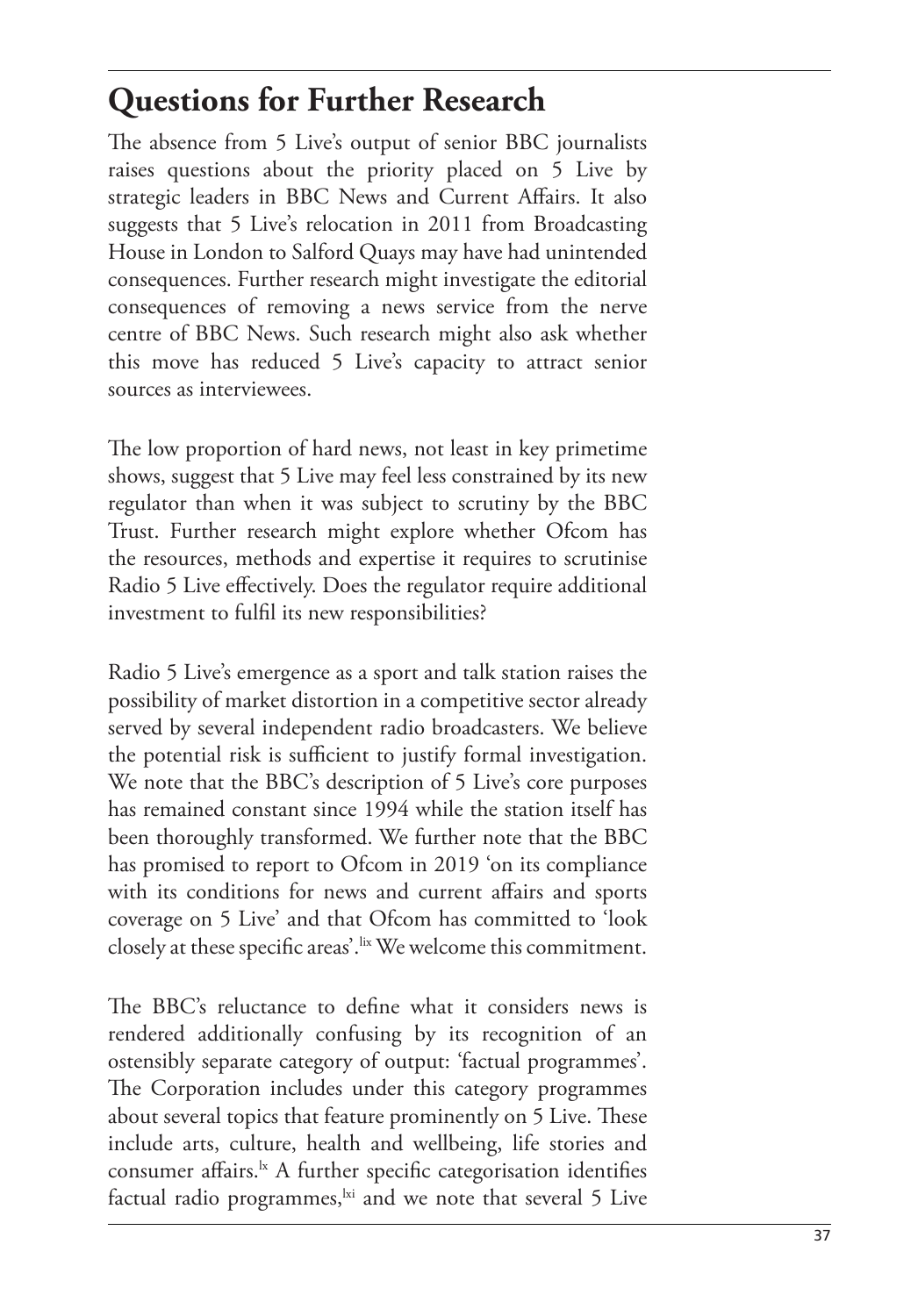## Questions for Further Research

The absence from 5 Live's output of senior BBC journalists raises questions about the priority placed on 5 Live by strategic leaders in BBC News and Current Affairs. It also suggests that 5 Live's relocation in 2011 from Broadcasting House in London to Salford Quays may have had unintended consequences. Further research might investigate the editorial consequences of removing a news service from the nerve centre of BBC News. Such research might also ask whether this move has reduced 5 Live's capacity to attract senior sources as interviewees.

The low proportion of hard news, not least in key primetime shows, suggest that 5 Live may feel less constrained by its new regulator than when it was subject to scrutiny by the BBC Trust. Further research might explore whether Ofcom has the resources, methods and expertise it requires to scrutinise Radio 5 Live effectively. Does the regulator require additional investment to fulfil its new responsibilities?

Radio 5 Live's emergence as a sport and talk station raises the possibility of market distortion in a competitive sector already served by several independent radio broadcasters. We believe the potential risk is sufficient to justify formal investigation. We note that the BBC's description of 5 Live's core purposes has remained constant since 1994 while the station itself has been thoroughly transformed. We further note that the BBC has promised to report to Ofcom in 2019 'on its compliance with its conditions for news and current affairs and sports coverage on 5 Live' and that Ofcom has committed to 'look closely at these specific areas'.[lix] We welcome this commitment.

The BBC's reluctance to define what it considers news is rendered additionally confusing by its recognition of an ostensibly separate category of output: 'factual programmes'. The Corporation includes under this category programmes about several topics that feature prominently on 5 Live. These include arts, culture, health and wellbeing, life stories and consumer affairs.[lx] A further specific categorisation identifies factual radio programmes,[lxi] and we note that several 5 Live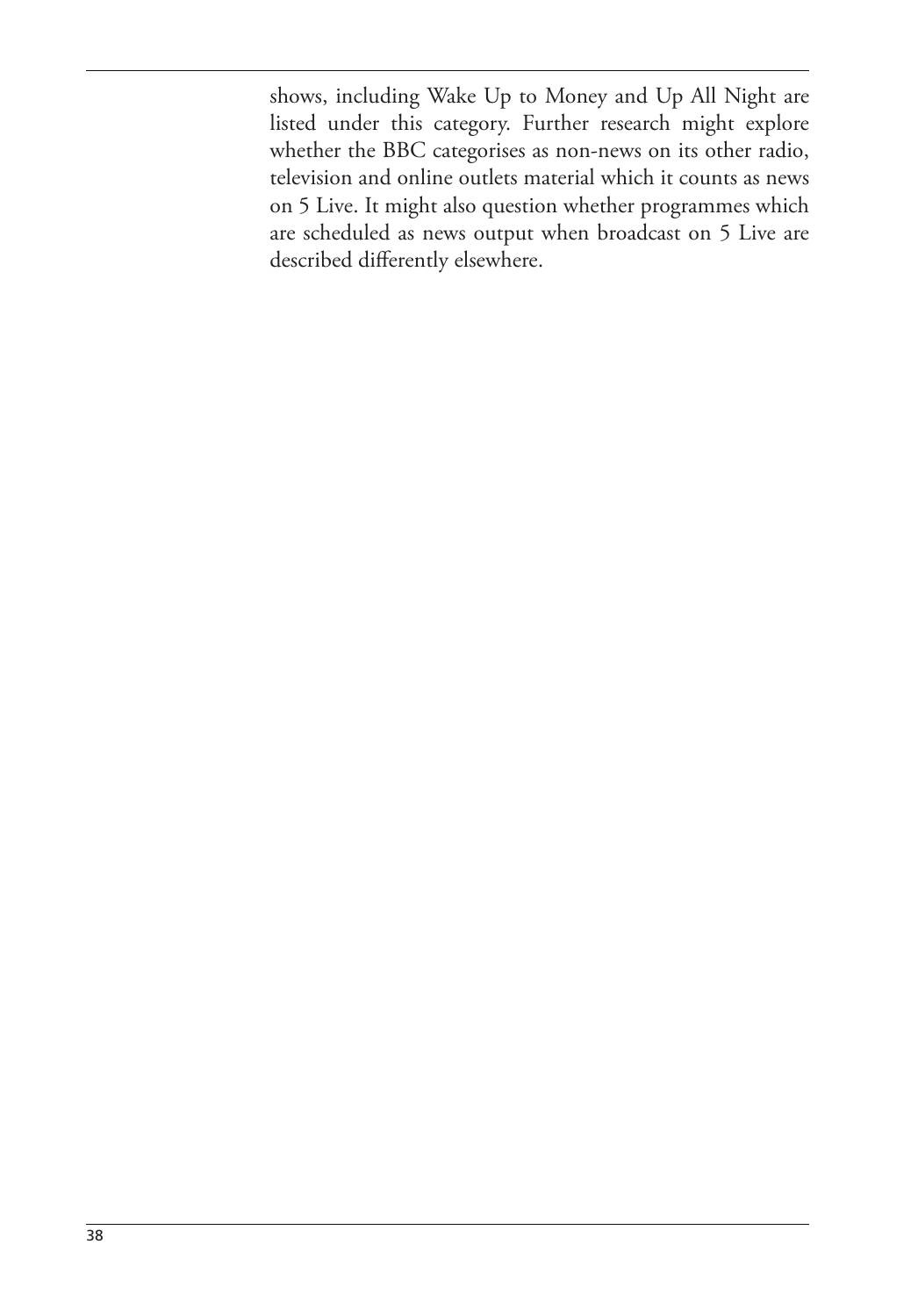shows, including Wake Up to Money and Up All Night are listed under this category. Further research might explore whether the BBC categorises as non-news on its other radio, television and online outlets material which it counts as news on 5 Live. It might also question whether programmes which are scheduled as news output when broadcast on 5 Live are described differently elsewhere.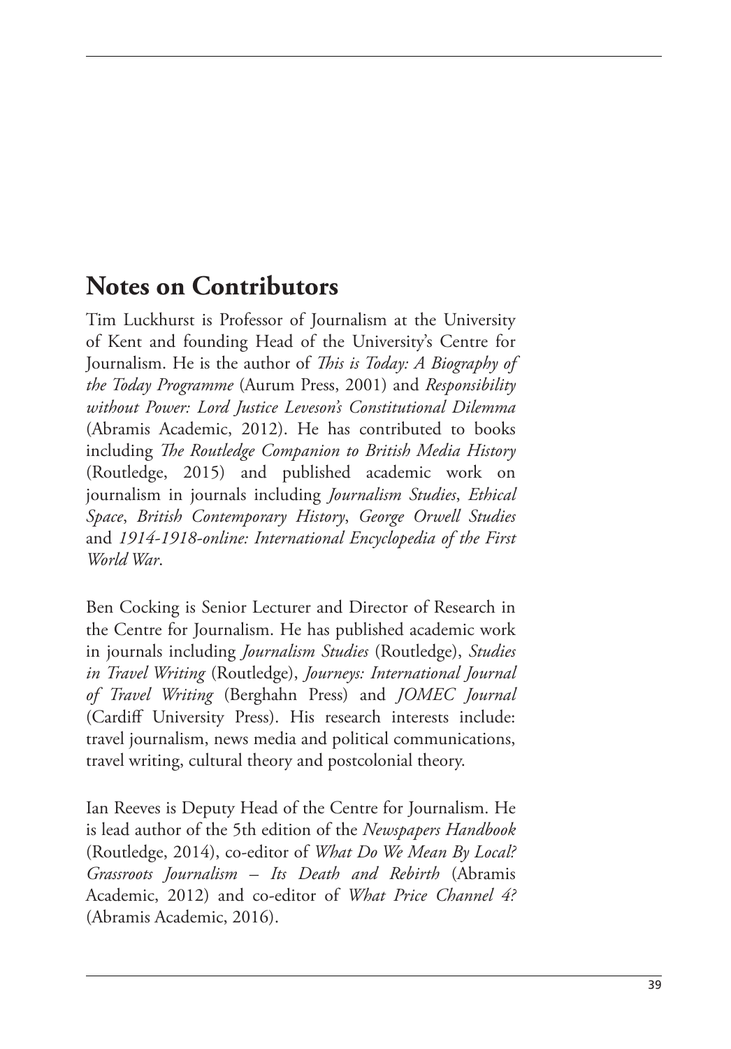## Notes on Contributors

Tim Luckhurst is Professor of Journalism at the University of Kent and founding Head of the University's Centre for Journalism. He is the author of *This is Today: A Biography of the Today Programme* (Aurum Press, 2001) and *Responsibility without Power: Lord Justice Leveson's Constitutional Dilemma* (Abramis Academic, 2012). He has contributed to books including *The Routledge Companion to British Media History* (Routledge, 2015) and published academic work on journalism in journals including *Journalism Studies*, *Ethical Space*, *British Contemporary History*, *George Orwell Studies* and *1914-1918-online: International Encyclopedia of the First World War*.

Ben Cocking is Senior Lecturer and Director of Research in the Centre for Journalism. He has published academic work in journals including *Journalism Studies* (Routledge), *Studies in Travel Writing* (Routledge), *Journeys: International Journal of Travel Writing* (Berghahn Press) and *JOMEC Journal* (Cardiff University Press). His research interests include: travel journalism, news media and political communications, travel writing, cultural theory and postcolonial theory.

Ian Reeves is Deputy Head of the Centre for Journalism. He is lead author of the 5th edition of the *Newspapers Handbook* (Routledge, 2014), co-editor of *What Do We Mean By Local? Grassroots Journalism – Its Death and Rebirth* (Abramis Academic, 2012) and co-editor of *What Price Channel 4?* (Abramis Academic, 2016).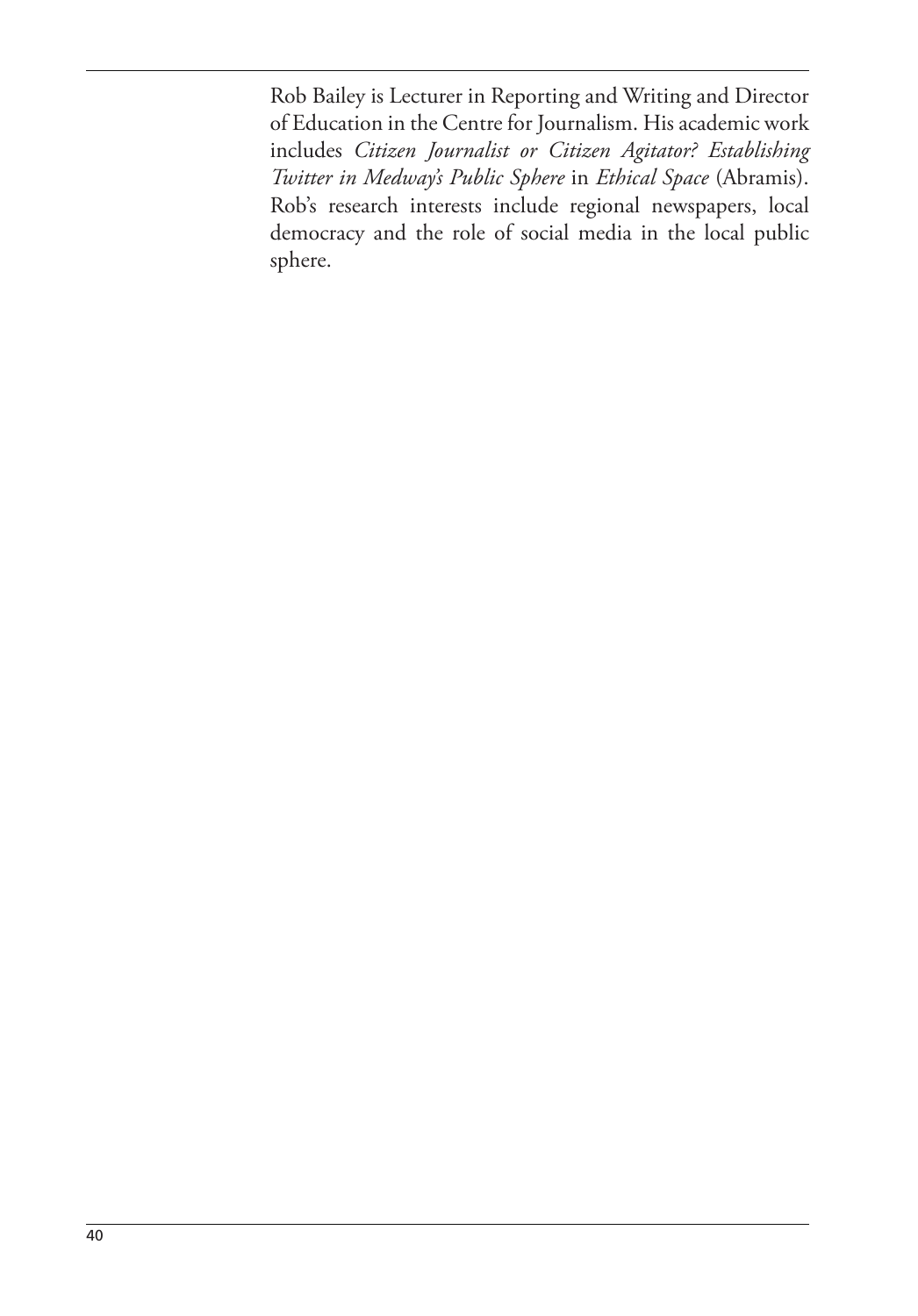Rob Bailey is Lecturer in Reporting and Writing and Director of Education in the Centre for Journalism. His academic work includes *Citizen Journalist or Citizen Agitator? Establishing Twitter in Medway's Public Sphere* in *Ethical Space* (Abramis). Rob's research interests include regional newspapers, local democracy and the role of social media in the local public sphere.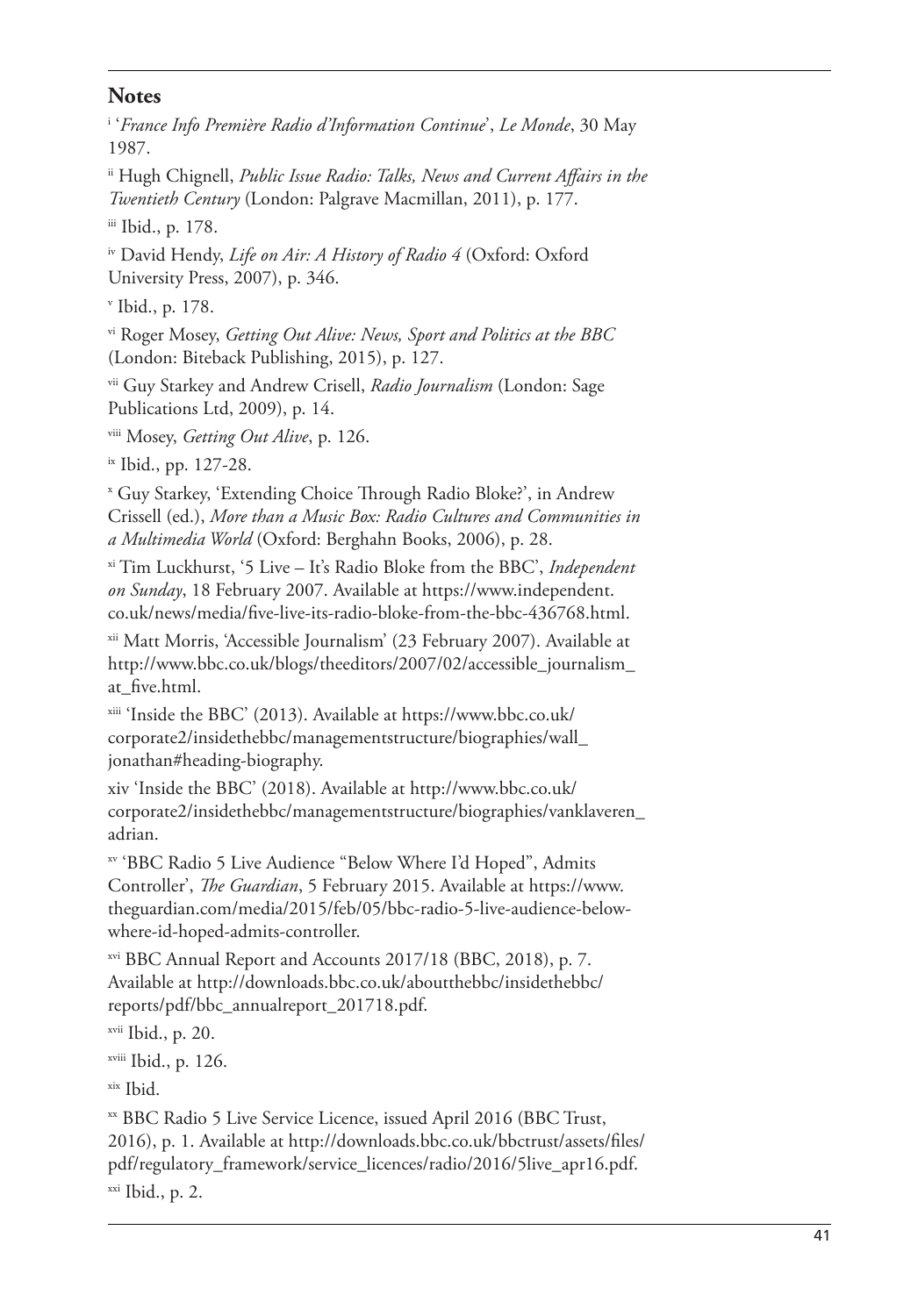## Notes

[i] '*France Info Première Radio d'Information Continue*', *Le Monde*, 30 May 1987.

[ii] Hugh Chignell, *Public Issue Radio: Talks, News and Current Affairs in the Twentieth Century* (London: Palgrave Macmillan, 2011), p. 177.

[iii] Ibid., p. 178.

[iv] David Hendy, *Life on Air: A History of Radio 4* (Oxford: Oxford University Press, 2007), p. 346.

[v] Ibid., p. 178.

[vi] Roger Mosey, *Getting Out Alive: News, Sport and Politics at the BBC* (London: Biteback Publishing, 2015), p. 127.

[vii] Guy Starkey and Andrew Crisell, *Radio Journalism* (London: Sage Publications Ltd, 2009), p. 14.

[viii] Mosey, *Getting Out Alive*, p. 126.

[ix] Ibid., pp. 127-28.

[x] Guy Starkey, 'Extending Choice Through Radio Bloke?', in Andrew Crissell (ed.), *More than a Music Box: Radio Cultures and Communities in a Multimedia World* (Oxford: Berghahn Books, 2006), p. 28.

[xi] Tim Luckhurst, '5 Live – It's Radio Bloke from the BBC', *Independent on Sunday*, 18 February 2007. Available at https://www.independent.co.uk/news/media/five-live-its-radio-bloke-from-the-bbc-436768.html.

[xii] Matt Morris, 'Accessible Journalism' (23 February 2007). Available at http://www.bbc.co.uk/blogs/theeditors/2007/02/accessible_journalism_at_five.html.

[xiii] 'Inside the BBC' (2013). Available at https://www.bbc.co.uk/corporate2/insidethebbc/managementstructure/biographies/wall_jonathan#heading-biography.

xiv 'Inside the BBC' (2018). Available at http://www.bbc.co.uk/corporate2/insidethebbc/managementstructure/biographies/vanklaveren_adrian.

[xv] 'BBC Radio 5 Live Audience "Below Where I'd Hoped", Admits Controller', *The Guardian*, 5 February 2015. Available at https://www.theguardian.com/media/2015/feb/05/bbc-radio-5-live-audience-below-where-id-hoped-admits-controller.

[xvi] BBC Annual Report and Accounts 2017/18 (BBC, 2018), p. 7. Available at http://downloads.bbc.co.uk/aboutthebbc/insidethebbc/reports/pdf/bbc_annualreport_201718.pdf.

[xvii] Ibid., p. 20.

[xviii] Ibid., p. 126.

[xix] Ibid.

[xx] BBC Radio 5 Live Service Licence, issued April 2016 (BBC Trust, 2016), p. 1. Available at http://downloads.bbc.co.uk/bbctrust/assets/files/pdf/regulatory_framework/service_licences/radio/2016/5live_apr16.pdf.

[xxi] Ibid., p. 2.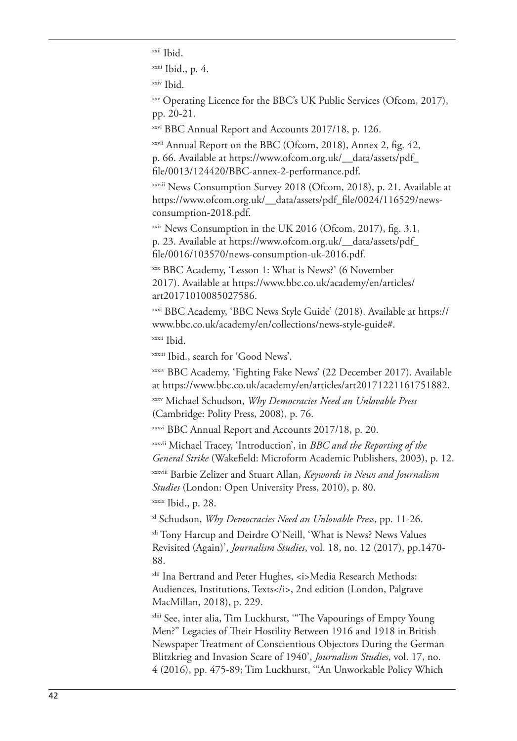[xxii] Ibid.

[xxiii] Ibid., p. 4.

[xxiv] Ibid.

[xxv] Operating Licence for the BBC's UK Public Services (Ofcom, 2017), pp. 20-21.

[xxvi] BBC Annual Report and Accounts 2017/18, p. 126.

[xxvii] Annual Report on the BBC (Ofcom, 2018), Annex 2, fig. 42, p. 66. Available at https://www.ofcom.org.uk/__data/assets/pdf_file/0013/124420/BBC-annex-2-performance.pdf.

[xxviii] News Consumption Survey 2018 (Ofcom, 2018), p. 21. Available at https://www.ofcom.org.uk/__data/assets/pdf_file/0024/116529/news-consumption-2018.pdf.

[xxix] News Consumption in the UK 2016 (Ofcom, 2017), fig. 3.1, p. 23. Available at https://www.ofcom.org.uk/__data/assets/pdf_file/0016/103570/news-consumption-uk-2016.pdf.

[xxx] BBC Academy, 'Lesson 1: What is News?' (6 November 2017). Available at https://www.bbc.co.uk/academy/en/articles/art20171010085027586.

[xxxi] BBC Academy, 'BBC News Style Guide' (2018). Available at https://www.bbc.co.uk/academy/en/collections/news-style-guide#.

[xxxii] Ibid.

[xxxiii] Ibid., search for 'Good News'.

[xxxiv] BBC Academy, 'Fighting Fake News' (22 December 2017). Available at https://www.bbc.co.uk/academy/en/articles/art20171221161751882.

[xxxv] Michael Schudson, *Why Democracies Need an Unlovable Press* (Cambridge: Polity Press, 2008), p. 76.

[xxxvi] BBC Annual Report and Accounts 2017/18, p. 20.

[xxxvii] Michael Tracey, 'Introduction', in *BBC and the Reporting of the General Strike* (Wakefield: Microform Academic Publishers, 2003), p. 12.

[xxxviii] Barbie Zelizer and Stuart Allan, *Keywords in News and Journalism Studies* (London: Open University Press, 2010), p. 80.

[xxxix] Ibid., p. 28.

[xl] Schudson, *Why Democracies Need an Unlovable Press*, pp. 11-26.

[xli] Tony Harcup and Deirdre O'Neill, 'What is News? News Values Revisited (Again)', *Journalism Studies*, vol. 18, no. 12 (2017), pp.1470-88.

[xlii] Ina Bertrand and Peter Hughes, <i>Media Research Methods: Audiences, Institutions, Texts</i>, 2nd edition (London, Palgrave MacMillan, 2018), p. 229.

[xliii] See, inter alia, Tim Luckhurst, '"The Vapourings of Empty Young Men?" Legacies of Their Hostility Between 1916 and 1918 in British Newspaper Treatment of Conscientious Objectors During the German Blitzkrieg and Invasion Scare of 1940', *Journalism Studies*, vol. 17, no. 4 (2016), pp. 475-89; Tim Luckhurst, '"An Unworkable Policy Which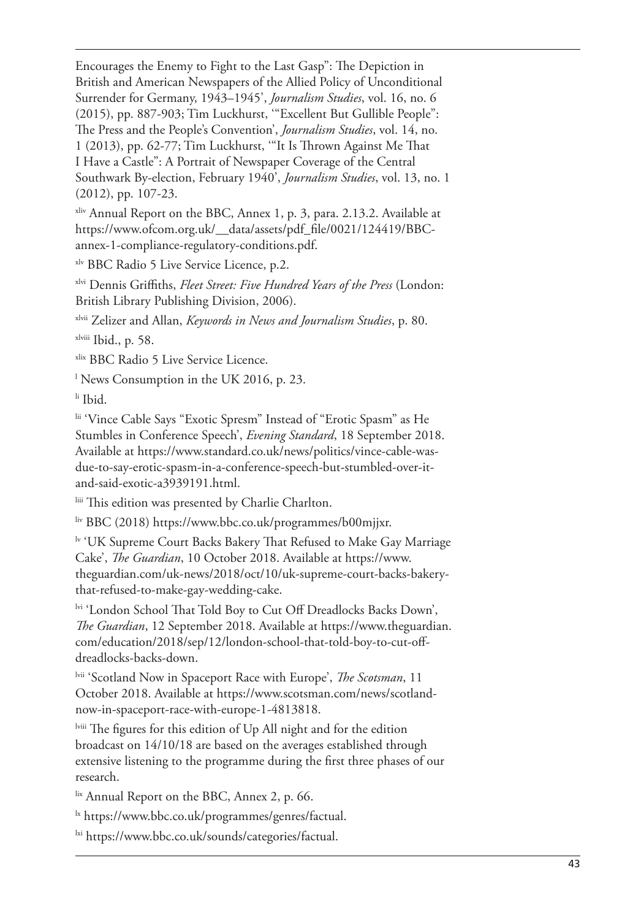Encourages the Enemy to Fight to the Last Gasp": The Depiction in British and American Newspapers of the Allied Policy of Unconditional Surrender for Germany, 1943–1945', *Journalism Studies*, vol. 16, no. 6 (2015), pp. 887-903; Tim Luckhurst, '"Excellent But Gullible People": The Press and the People's Convention', *Journalism Studies*, vol. 14, no. 1 (2013), pp. 62-77; Tim Luckhurst, '"It Is Thrown Against Me That I Have a Castle": A Portrait of Newspaper Coverage of the Central Southwark By-election, February 1940', *Journalism Studies*, vol. 13, no. 1 (2012), pp. 107-23.

[xliv] Annual Report on the BBC, Annex 1, p. 3, para. 2.13.2. Available at https://www.ofcom.org.uk/__data/assets/pdf_file/0021/124419/BBC-annex-1-compliance-regulatory-conditions.pdf.

[xlv] BBC Radio 5 Live Service Licence, p.2.

[xlvi] Dennis Griffiths, *Fleet Street: Five Hundred Years of the Press* (London: British Library Publishing Division, 2006).

[xlvii] Zelizer and Allan, *Keywords in News and Journalism Studies*, p. 80.

[xlviii] Ibid., p. 58.

[xlix] BBC Radio 5 Live Service Licence.

[l] News Consumption in the UK 2016, p. 23.

[li] Ibid.

[lii] 'Vince Cable Says "Exotic Spresm" Instead of "Erotic Spasm" as He Stumbles in Conference Speech', *Evening Standard*, 18 September 2018. Available at https://www.standard.co.uk/news/politics/vince-cable-was-due-to-say-erotic-spasm-in-a-conference-speech-but-stumbled-over-it-and-said-exotic-a3939191.html.

[liii] This edition was presented by Charlie Charlton.

[liv] BBC (2018) https://www.bbc.co.uk/programmes/b00mjjxr.

[lv] 'UK Supreme Court Backs Bakery That Refused to Make Gay Marriage Cake', *The Guardian*, 10 October 2018. Available at https://www.theguardian.com/uk-news/2018/oct/10/uk-supreme-court-backs-bakery-that-refused-to-make-gay-wedding-cake.

[lvi] 'London School That Told Boy to Cut Off Dreadlocks Backs Down', *The Guardian*, 12 September 2018. Available at https://www.theguardian.com/education/2018/sep/12/london-school-that-told-boy-to-cut-off-dreadlocks-backs-down.

[lvii] 'Scotland Now in Spaceport Race with Europe', *The Scotsman*, 11 October 2018. Available at https://www.scotsman.com/news/scotland-now-in-spaceport-race-with-europe-1-4813818.

[lviii] The figures for this edition of Up All night and for the edition broadcast on 14/10/18 are based on the averages established through extensive listening to the programme during the first three phases of our research.

[lix] Annual Report on the BBC, Annex 2, p. 66.

[lx] https://www.bbc.co.uk/programmes/genres/factual.

[lxi] https://www.bbc.co.uk/sounds/categories/factual.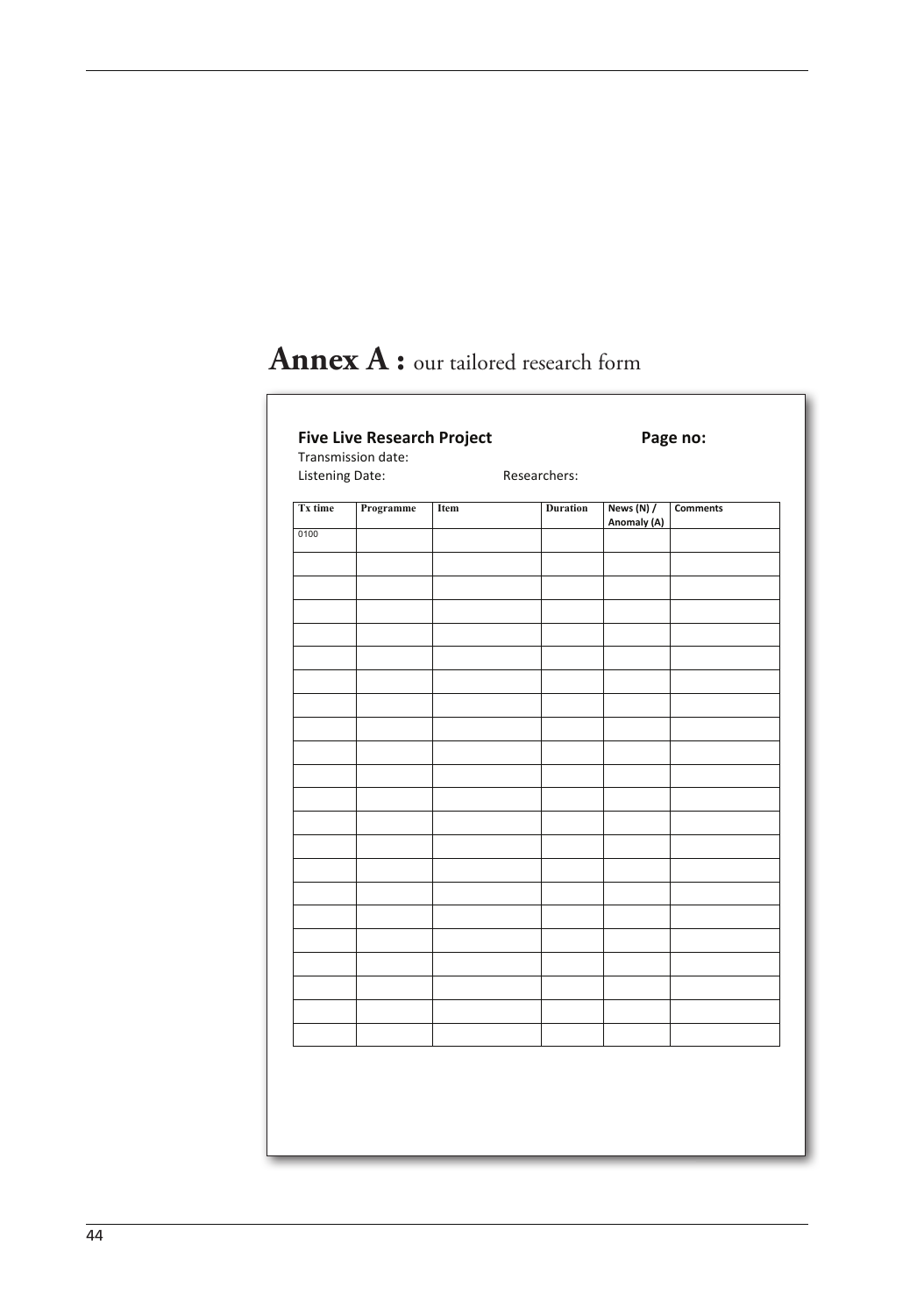# Annex A : our tailored research form

**Five Live Research Project** **Page no:**

Transmission date:

Listening Date: Researchers:

| Tx time | Programme | Item | Duration | News (N) / Anomaly (A) | Comments |
|---|---|---|---|---|---|
| 0100 | | | | | |
| | | | | | |
| | | | | | |
| | | | | | |
| | | | | | |
| | | | | | |
| | | | | | |
| | | | | | |
| | | | | | |
| | | | | | |
| | | | | | |
| | | | | | |
| | | | | | |
| | | | | | |
| | | | | | |
| | | | | | |
| | | | | | |
| | | | | | |
| | | | | | |
| | | | | | |
| | | | | | |
| | | | | | |